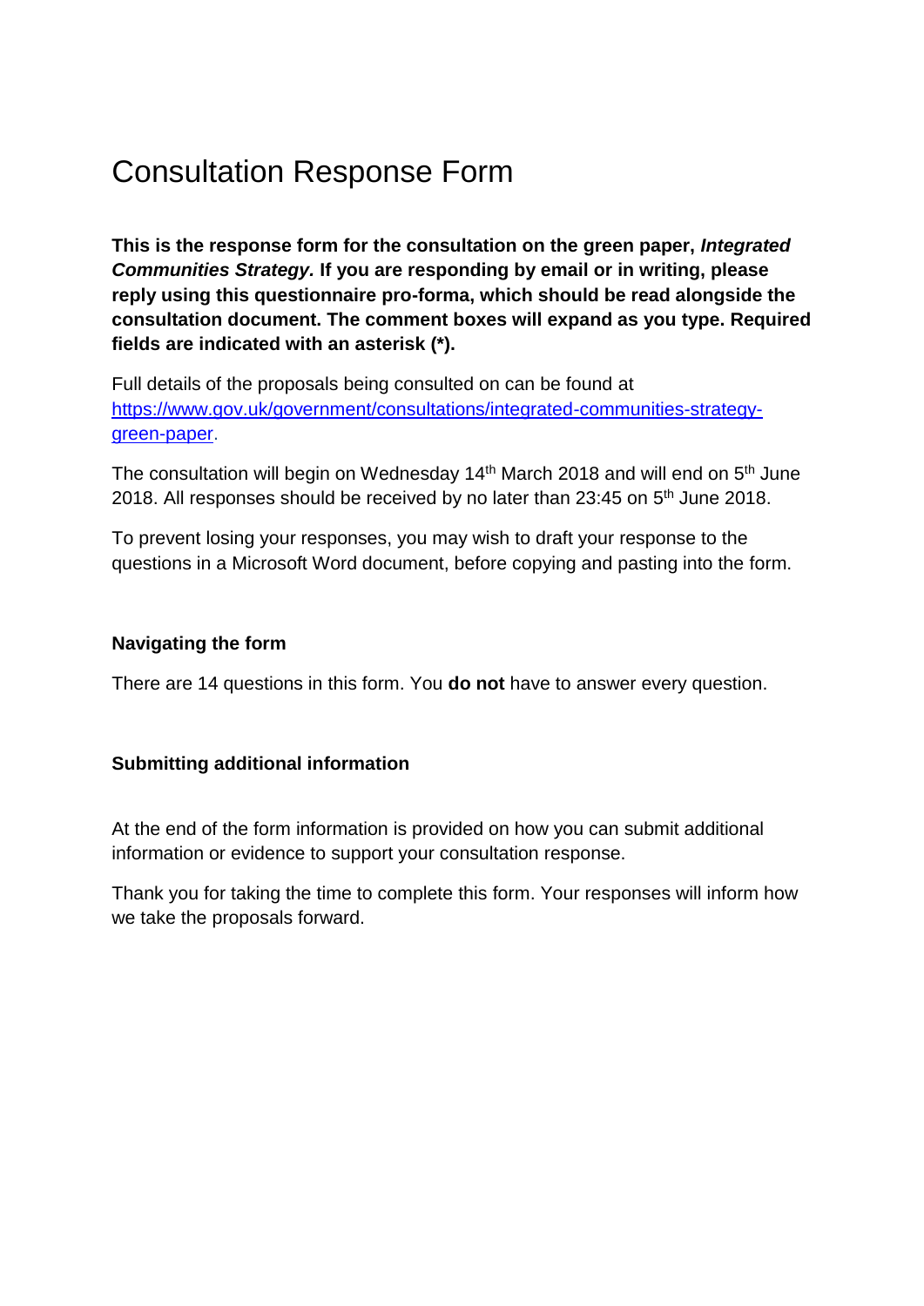# Consultation Response Form

**This is the response form for the consultation on the green paper, *Integrated Communities Strategy.* If you are responding by email or in writing, please reply using this questionnaire pro-forma, which should be read alongside the consultation document. The comment boxes will expand as you type. Required fields are indicated with an asterisk (*).**

Full details of the proposals being consulted on can be found at [https://www.gov.uk/government/consultations/integrated-communities-strategy-green-paper](https://www.gov.uk/government/consultations/integrated-communities-strategy-green-paper).

The consultation will begin on Wednesday 14th March 2018 and will end on 5th June 2018. All responses should be received by no later than 23:45 on 5th June 2018.

To prevent losing your responses, you may wish to draft your response to the questions in a Microsoft Word document, before copying and pasting into the form.

### Navigating the form

There are 14 questions in this form. You **do not** have to answer every question.

### Submitting additional information

At the end of the form information is provided on how you can submit additional information or evidence to support your consultation response.

Thank you for taking the time to complete this form. Your responses will inform how we take the proposals forward.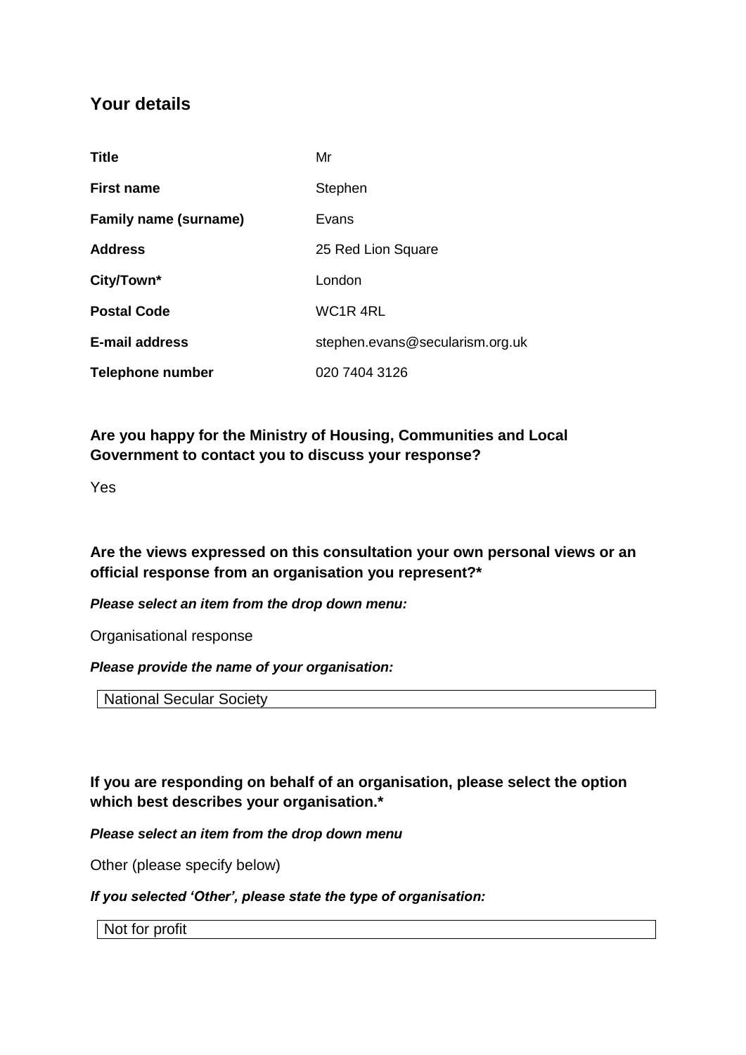## Your details

| | |
|---|---|
| **Title** | Mr |
| **First name** | Stephen |
| **Family name (surname)** | Evans |
| **Address** | 25 Red Lion Square |
| **City/Town*** | London |
| **Postal Code** | WC1R 4RL |
| **E-mail address** | stephen.evans@secularism.org.uk |
| **Telephone number** | 020 7404 3126 |

**Are you happy for the Ministry of Housing, Communities and Local Government to contact you to discuss your response?**

Yes

**Are the views expressed on this consultation your own personal views or an official response from an organisation you represent?***

***Please select an item from the drop down menu:***

Organisational response

***Please provide the name of your organisation:***

National Secular Society

**If you are responding on behalf of an organisation, please select the option which best describes your organisation.***

***Please select an item from the drop down menu***

Other (please specify below)

***If you selected 'Other', please state the type of organisation:***

Not for profit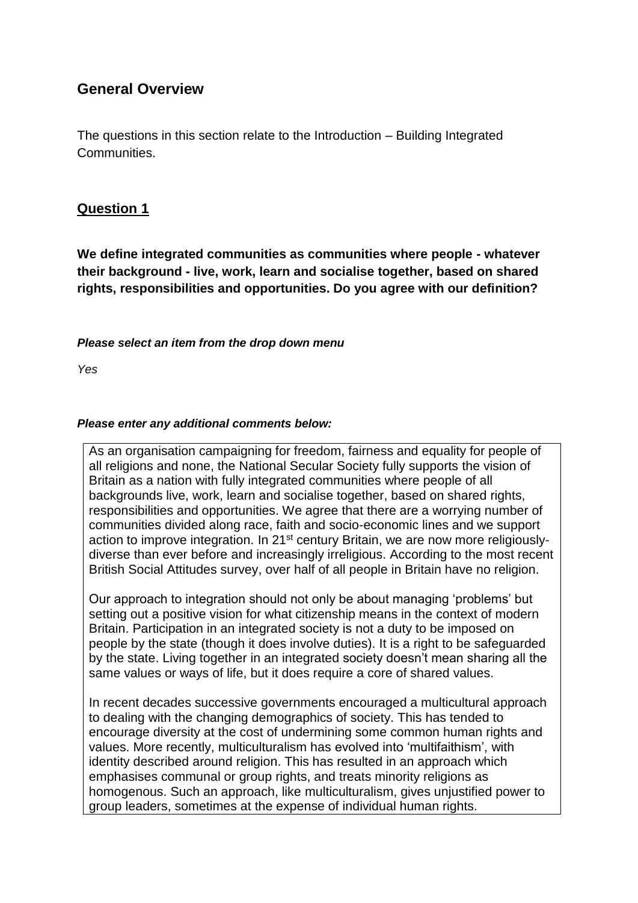## General Overview

The questions in this section relate to the Introduction – Building Integrated Communities.

### Question 1

**We define integrated communities as communities where people - whatever their background - live, work, learn and socialise together, based on shared rights, responsibilities and opportunities. Do you agree with our definition?**

***Please select an item from the drop down menu***

*Yes*

***Please enter any additional comments below:***

As an organisation campaigning for freedom, fairness and equality for people of all religions and none, the National Secular Society fully supports the vision of Britain as a nation with fully integrated communities where people of all backgrounds live, work, learn and socialise together, based on shared rights, responsibilities and opportunities. We agree that there are a worrying number of communities divided along race, faith and socio-economic lines and we support action to improve integration. In 21st century Britain, we are now more religiously-diverse than ever before and increasingly irreligious. According to the most recent British Social Attitudes survey, over half of all people in Britain have no religion.

Our approach to integration should not only be about managing 'problems' but setting out a positive vision for what citizenship means in the context of modern Britain. Participation in an integrated society is not a duty to be imposed on people by the state (though it does involve duties). It is a right to be safeguarded by the state. Living together in an integrated society doesn't mean sharing all the same values or ways of life, but it does require a core of shared values.

In recent decades successive governments encouraged a multicultural approach to dealing with the changing demographics of society. This has tended to encourage diversity at the cost of undermining some common human rights and values. More recently, multiculturalism has evolved into 'multifaithism', with identity described around religion. This has resulted in an approach which emphasises communal or group rights, and treats minority religions as homogenous. Such an approach, like multiculturalism, gives unjustified power to group leaders, sometimes at the expense of individual human rights.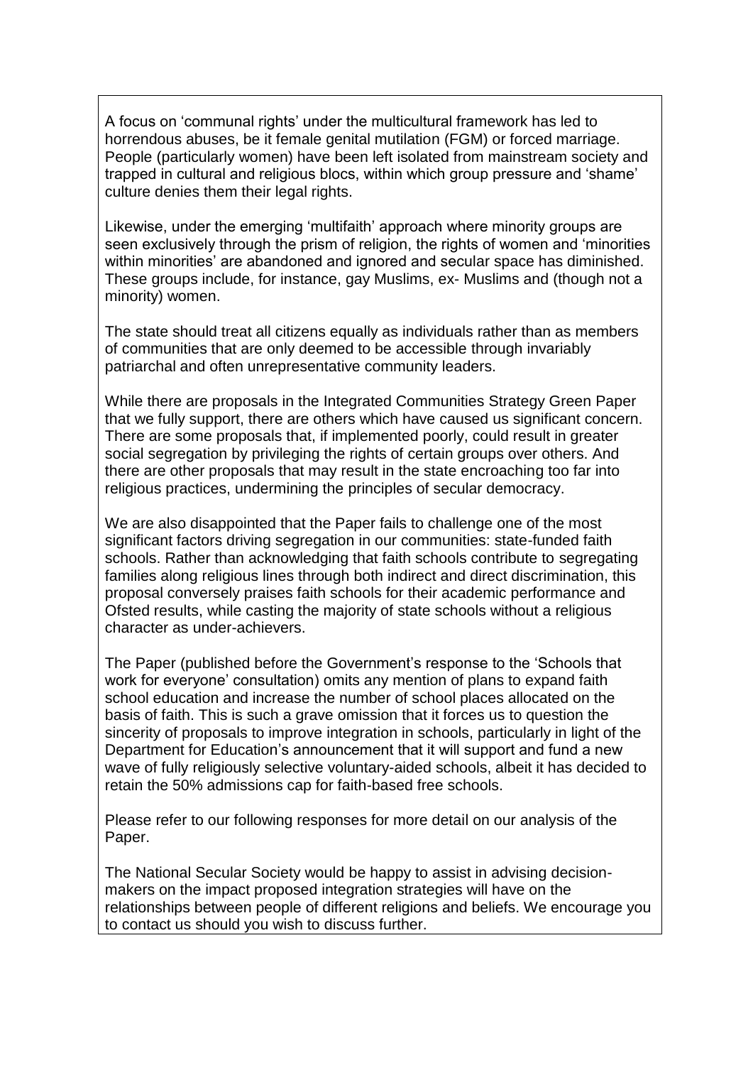A focus on 'communal rights' under the multicultural framework has led to horrendous abuses, be it female genital mutilation (FGM) or forced marriage. People (particularly women) have been left isolated from mainstream society and trapped in cultural and religious blocs, within which group pressure and 'shame' culture denies them their legal rights.

Likewise, under the emerging 'multifaith' approach where minority groups are seen exclusively through the prism of religion, the rights of women and 'minorities within minorities' are abandoned and ignored and secular space has diminished. These groups include, for instance, gay Muslims, ex- Muslims and (though not a minority) women.

The state should treat all citizens equally as individuals rather than as members of communities that are only deemed to be accessible through invariably patriarchal and often unrepresentative community leaders.

While there are proposals in the Integrated Communities Strategy Green Paper that we fully support, there are others which have caused us significant concern. There are some proposals that, if implemented poorly, could result in greater social segregation by privileging the rights of certain groups over others. And there are other proposals that may result in the state encroaching too far into religious practices, undermining the principles of secular democracy.

We are also disappointed that the Paper fails to challenge one of the most significant factors driving segregation in our communities: state-funded faith schools. Rather than acknowledging that faith schools contribute to segregating families along religious lines through both indirect and direct discrimination, this proposal conversely praises faith schools for their academic performance and Ofsted results, while casting the majority of state schools without a religious character as under-achievers.

The Paper (published before the Government's response to the 'Schools that work for everyone' consultation) omits any mention of plans to expand faith school education and increase the number of school places allocated on the basis of faith. This is such a grave omission that it forces us to question the sincerity of proposals to improve integration in schools, particularly in light of the Department for Education's announcement that it will support and fund a new wave of fully religiously selective voluntary-aided schools, albeit it has decided to retain the 50% admissions cap for faith-based free schools.

Please refer to our following responses for more detail on our analysis of the Paper.

The National Secular Society would be happy to assist in advising decision-makers on the impact proposed integration strategies will have on the relationships between people of different religions and beliefs. We encourage you to contact us should you wish to discuss further.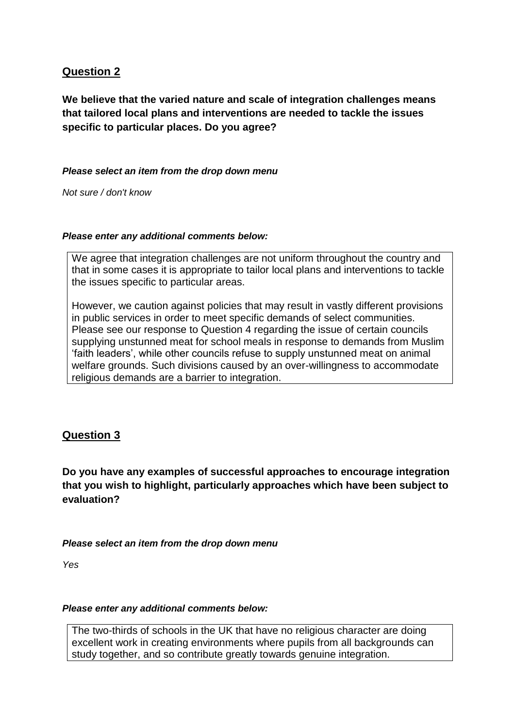## Question 2

**We believe that the varied nature and scale of integration challenges means that tailored local plans and interventions are needed to tackle the issues specific to particular places. Do you agree?**

***Please select an item from the drop down menu***

*Not sure / don't know*

***Please enter any additional comments below:***

We agree that integration challenges are not uniform throughout the country and that in some cases it is appropriate to tailor local plans and interventions to tackle the issues specific to particular areas.

However, we caution against policies that may result in vastly different provisions in public services in order to meet specific demands of select communities. Please see our response to Question 4 regarding the issue of certain councils supplying unstunned meat for school meals in response to demands from Muslim 'faith leaders', while other councils refuse to supply unstunned meat on animal welfare grounds. Such divisions caused by an over-willingness to accommodate religious demands are a barrier to integration.

## Question 3

**Do you have any examples of successful approaches to encourage integration that you wish to highlight, particularly approaches which have been subject to evaluation?**

***Please select an item from the drop down menu***

*Yes*

***Please enter any additional comments below:***

The two-thirds of schools in the UK that have no religious character are doing excellent work in creating environments where pupils from all backgrounds can study together, and so contribute greatly towards genuine integration.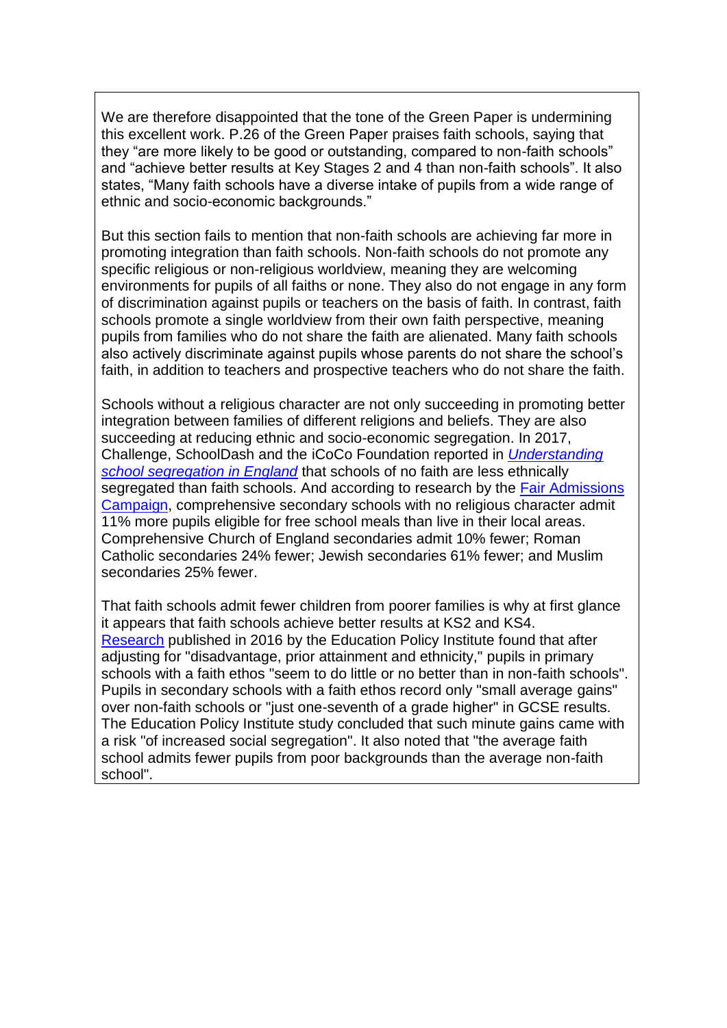We are therefore disappointed that the tone of the Green Paper is undermining this excellent work. P.26 of the Green Paper praises faith schools, saying that they "are more likely to be good or outstanding, compared to non-faith schools" and "achieve better results at Key Stages 2 and 4 than non-faith schools". It also states, "Many faith schools have a diverse intake of pupils from a wide range of ethnic and socio-economic backgrounds."

But this section fails to mention that non-faith schools are achieving far more in promoting integration than faith schools. Non-faith schools do not promote any specific religious or non-religious worldview, meaning they are welcoming environments for pupils of all faiths or none. They also do not engage in any form of discrimination against pupils or teachers on the basis of faith. In contrast, faith schools promote a single worldview from their own faith perspective, meaning pupils from families who do not share the faith are alienated. Many faith schools also actively discriminate against pupils whose parents do not share the school's faith, in addition to teachers and prospective teachers who do not share the faith.

Schools without a religious character are not only succeeding in promoting better integration between families of different religions and beliefs. They are also succeeding at reducing ethnic and socio-economic segregation. In 2017, Challenge, SchoolDash and the iCoCo Foundation reported in *Understanding school segregation in England* that schools of no faith are less ethnically segregated than faith schools. And according to research by the Fair Admissions Campaign, comprehensive secondary schools with no religious character admit 11% more pupils eligible for free school meals than live in their local areas. Comprehensive Church of England secondaries admit 10% fewer; Roman Catholic secondaries 24% fewer; Jewish secondaries 61% fewer; and Muslim secondaries 25% fewer.

That faith schools admit fewer children from poorer families is why at first glance it appears that faith schools achieve better results at KS2 and KS4. Research published in 2016 by the Education Policy Institute found that after adjusting for "disadvantage, prior attainment and ethnicity," pupils in primary schools with a faith ethos "seem to do little or no better than in non-faith schools". Pupils in secondary schools with a faith ethos record only "small average gains" over non-faith schools or "just one-seventh of a grade higher" in GCSE results. The Education Policy Institute study concluded that such minute gains came with a risk "of increased social segregation". It also noted that "the average faith school admits fewer pupils from poor backgrounds than the average non-faith school".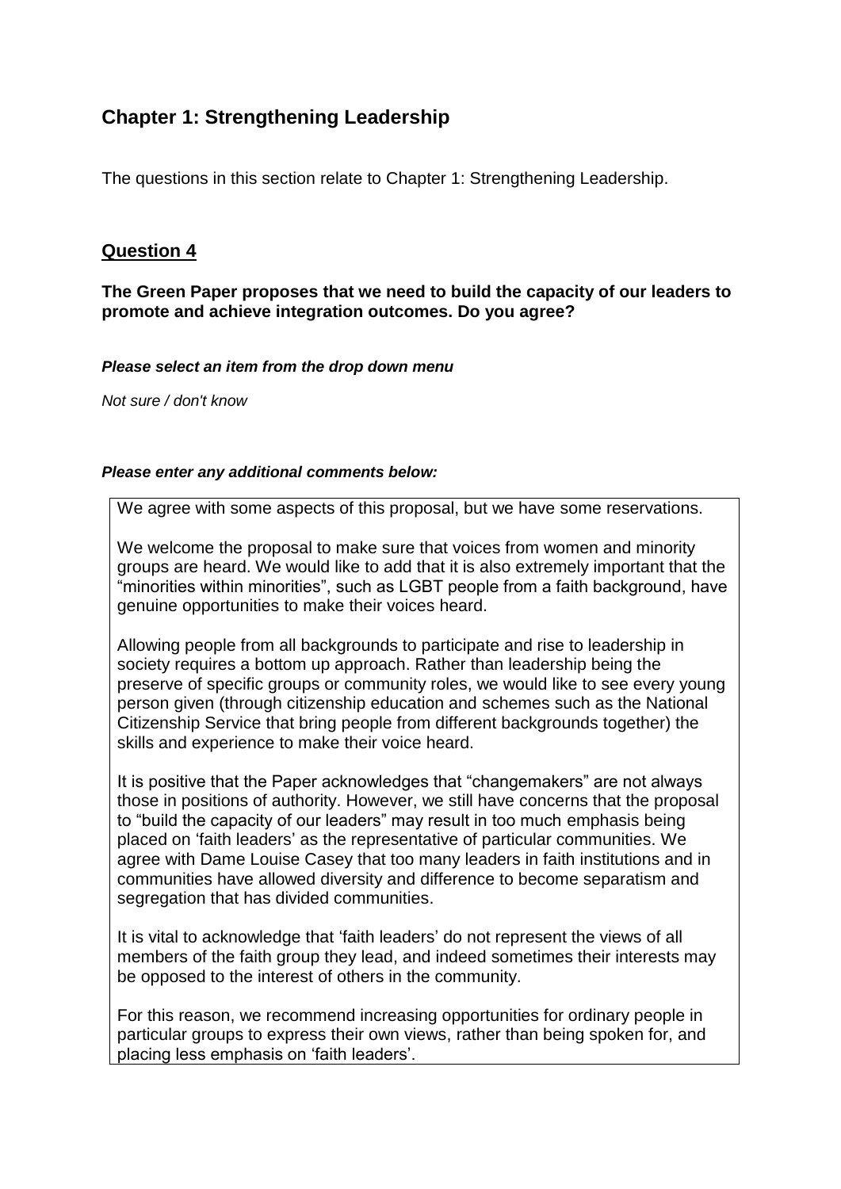## Chapter 1: Strengthening Leadership

The questions in this section relate to Chapter 1: Strengthening Leadership.

### Question 4

**The Green Paper proposes that we need to build the capacity of our leaders to promote and achieve integration outcomes. Do you agree?**

***Please select an item from the drop down menu***

*Not sure / don't know*

***Please enter any additional comments below:***

We agree with some aspects of this proposal, but we have some reservations.

We welcome the proposal to make sure that voices from women and minority groups are heard. We would like to add that it is also extremely important that the "minorities within minorities", such as LGBT people from a faith background, have genuine opportunities to make their voices heard.

Allowing people from all backgrounds to participate and rise to leadership in society requires a bottom up approach. Rather than leadership being the preserve of specific groups or community roles, we would like to see every young person given (through citizenship education and schemes such as the National Citizenship Service that bring people from different backgrounds together) the skills and experience to make their voice heard.

It is positive that the Paper acknowledges that "changemakers" are not always those in positions of authority. However, we still have concerns that the proposal to "build the capacity of our leaders" may result in too much emphasis being placed on 'faith leaders' as the representative of particular communities. We agree with Dame Louise Casey that too many leaders in faith institutions and in communities have allowed diversity and difference to become separatism and segregation that has divided communities.

It is vital to acknowledge that 'faith leaders' do not represent the views of all members of the faith group they lead, and indeed sometimes their interests may be opposed to the interest of others in the community.

For this reason, we recommend increasing opportunities for ordinary people in particular groups to express their own views, rather than being spoken for, and placing less emphasis on 'faith leaders'.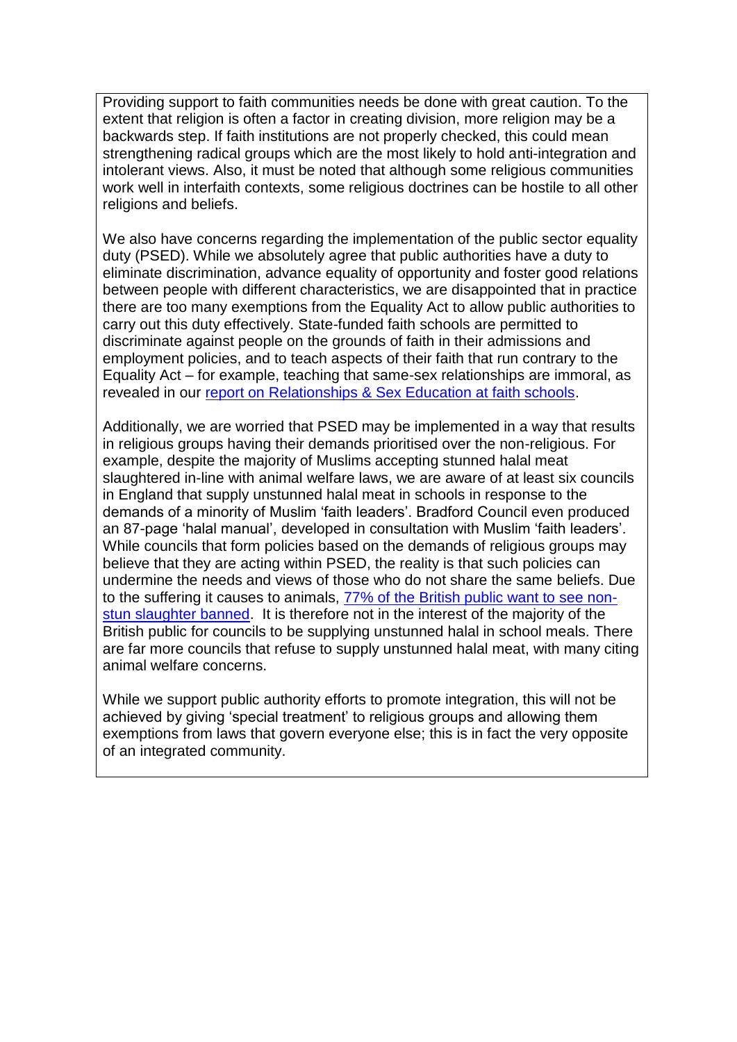Providing support to faith communities needs be done with great caution. To the extent that religion is often a factor in creating division, more religion may be a backwards step. If faith institutions are not properly checked, this could mean strengthening radical groups which are the most likely to hold anti-integration and intolerant views. Also, it must be noted that although some religious communities work well in interfaith contexts, some religious doctrines can be hostile to all other religions and beliefs.

We also have concerns regarding the implementation of the public sector equality duty (PSED). While we absolutely agree that public authorities have a duty to eliminate discrimination, advance equality of opportunity and foster good relations between people with different characteristics, we are disappointed that in practice there are too many exemptions from the Equality Act to allow public authorities to carry out this duty effectively. State-funded faith schools are permitted to discriminate against people on the grounds of faith in their admissions and employment policies, and to teach aspects of their faith that run contrary to the Equality Act – for example, teaching that same-sex relationships are immoral, as revealed in our report on Relationships & Sex Education at faith schools.

Additionally, we are worried that PSED may be implemented in a way that results in religious groups having their demands prioritised over the non-religious. For example, despite the majority of Muslims accepting stunned halal meat slaughtered in-line with animal welfare laws, we are aware of at least six councils in England that supply unstunned halal meat in schools in response to the demands of a minority of Muslim 'faith leaders'. Bradford Council even produced an 87-page 'halal manual', developed in consultation with Muslim 'faith leaders'. While councils that form policies based on the demands of religious groups may believe that they are acting within PSED, the reality is that such policies can undermine the needs and views of those who do not share the same beliefs. Due to the suffering it causes to animals, 77% of the British public want to see non-stun slaughter banned. It is therefore not in the interest of the majority of the British public for councils to be supplying unstunned halal in school meals. There are far more councils that refuse to supply unstunned halal meat, with many citing animal welfare concerns.

While we support public authority efforts to promote integration, this will not be achieved by giving 'special treatment' to religious groups and allowing them exemptions from laws that govern everyone else; this is in fact the very opposite of an integrated community.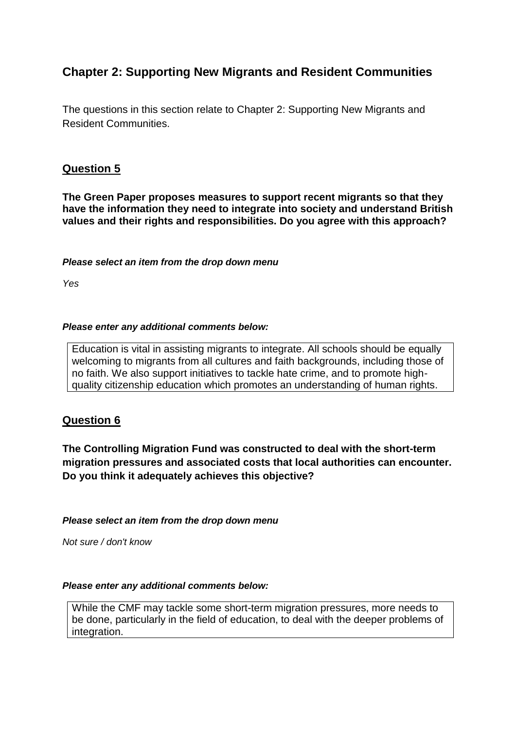## Chapter 2: Supporting New Migrants and Resident Communities

The questions in this section relate to Chapter 2: Supporting New Migrants and Resident Communities.

### Question 5

**The Green Paper proposes measures to support recent migrants so that they have the information they need to integrate into society and understand British values and their rights and responsibilities. Do you agree with this approach?**

***Please select an item from the drop down menu***

*Yes*

***Please enter any additional comments below:***

Education is vital in assisting migrants to integrate. All schools should be equally welcoming to migrants from all cultures and faith backgrounds, including those of no faith. We also support initiatives to tackle hate crime, and to promote high-quality citizenship education which promotes an understanding of human rights.

### Question 6

**The Controlling Migration Fund was constructed to deal with the short-term migration pressures and associated costs that local authorities can encounter. Do you think it adequately achieves this objective?**

***Please select an item from the drop down menu***

*Not sure / don't know*

***Please enter any additional comments below:***

While the CMF may tackle some short-term migration pressures, more needs to be done, particularly in the field of education, to deal with the deeper problems of integration.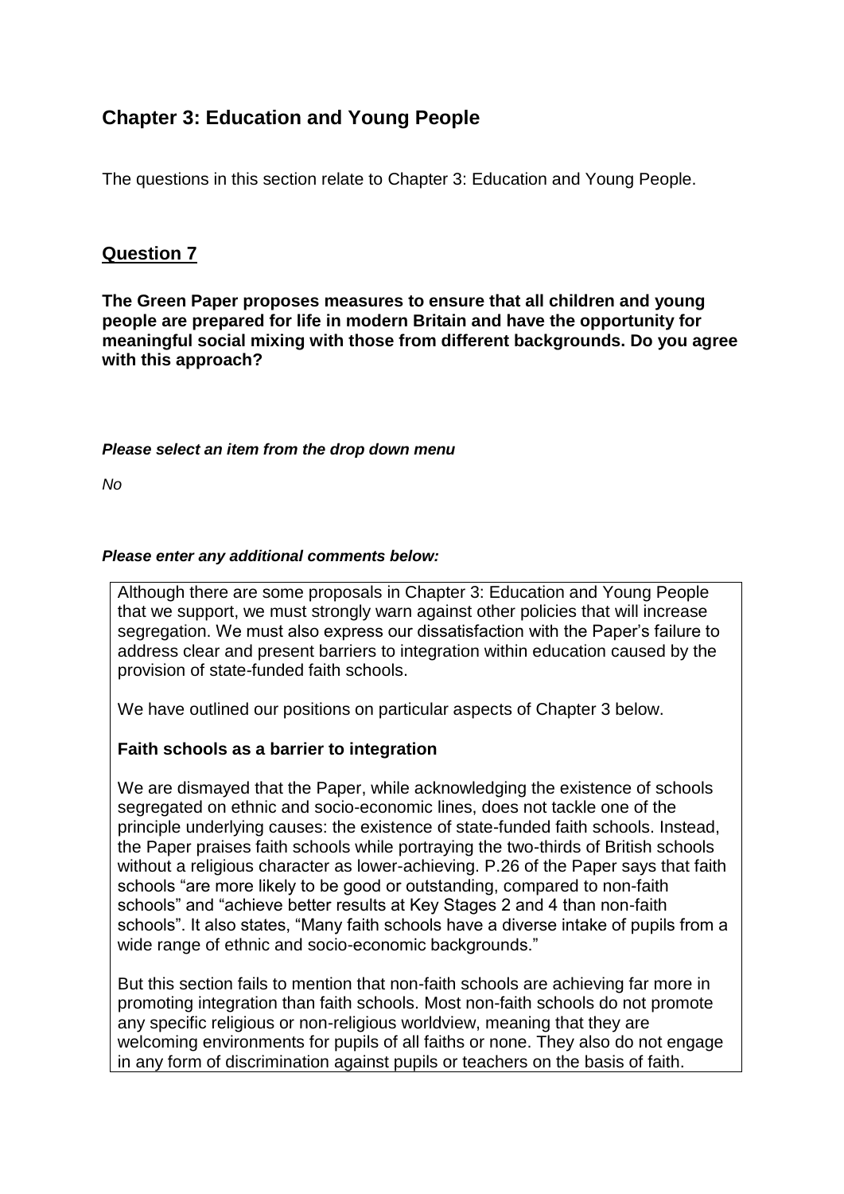## Chapter 3: Education and Young People

The questions in this section relate to Chapter 3: Education and Young People.

### Question 7

**The Green Paper proposes measures to ensure that all children and young people are prepared for life in modern Britain and have the opportunity for meaningful social mixing with those from different backgrounds. Do you agree with this approach?**

***Please select an item from the drop down menu***

*No*

***Please enter any additional comments below:***

Although there are some proposals in Chapter 3: Education and Young People that we support, we must strongly warn against other policies that will increase segregation. We must also express our dissatisfaction with the Paper's failure to address clear and present barriers to integration within education caused by the provision of state-funded faith schools.

We have outlined our positions on particular aspects of Chapter 3 below.

**Faith schools as a barrier to integration**

We are dismayed that the Paper, while acknowledging the existence of schools segregated on ethnic and socio-economic lines, does not tackle one of the principle underlying causes: the existence of state-funded faith schools. Instead, the Paper praises faith schools while portraying the two-thirds of British schools without a religious character as lower-achieving. P.26 of the Paper says that faith schools "are more likely to be good or outstanding, compared to non-faith schools" and "achieve better results at Key Stages 2 and 4 than non-faith schools". It also states, "Many faith schools have a diverse intake of pupils from a wide range of ethnic and socio-economic backgrounds."

But this section fails to mention that non-faith schools are achieving far more in promoting integration than faith schools. Most non-faith schools do not promote any specific religious or non-religious worldview, meaning that they are welcoming environments for pupils of all faiths or none. They also do not engage in any form of discrimination against pupils or teachers on the basis of faith.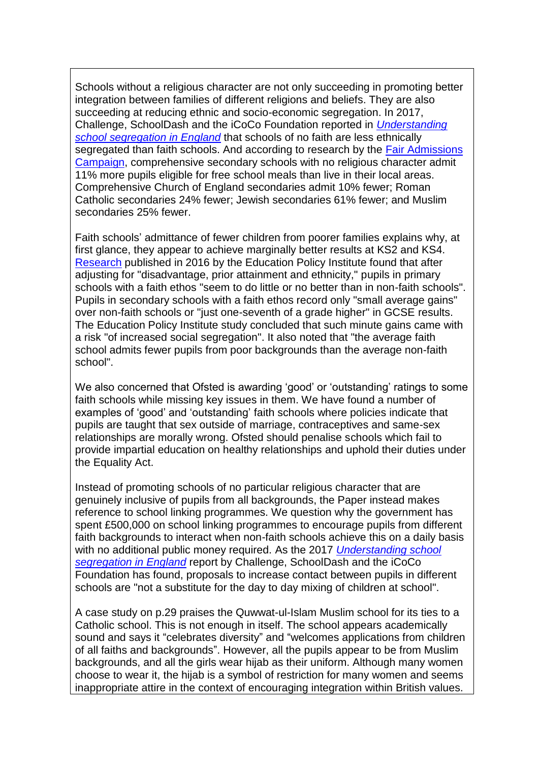Schools without a religious character are not only succeeding in promoting better integration between families of different religions and beliefs. They are also succeeding at reducing ethnic and socio-economic segregation. In 2017, Challenge, SchoolDash and the iCoCo Foundation reported in *Understanding school segregation in England* that schools of no faith are less ethnically segregated than faith schools. And according to research by the Fair Admissions Campaign, comprehensive secondary schools with no religious character admit 11% more pupils eligible for free school meals than live in their local areas. Comprehensive Church of England secondaries admit 10% fewer; Roman Catholic secondaries 24% fewer; Jewish secondaries 61% fewer; and Muslim secondaries 25% fewer.

Faith schools' admittance of fewer children from poorer families explains why, at first glance, they appear to achieve marginally better results at KS2 and KS4. Research published in 2016 by the Education Policy Institute found that after adjusting for "disadvantage, prior attainment and ethnicity," pupils in primary schools with a faith ethos "seem to do little or no better than in non-faith schools". Pupils in secondary schools with a faith ethos record only "small average gains" over non-faith schools or "just one-seventh of a grade higher" in GCSE results. The Education Policy Institute study concluded that such minute gains came with a risk "of increased social segregation". It also noted that "the average faith school admits fewer pupils from poor backgrounds than the average non-faith school".

We also concerned that Ofsted is awarding 'good' or 'outstanding' ratings to some faith schools while missing key issues in them. We have found a number of examples of 'good' and 'outstanding' faith schools where policies indicate that pupils are taught that sex outside of marriage, contraceptives and same-sex relationships are morally wrong. Ofsted should penalise schools which fail to provide impartial education on healthy relationships and uphold their duties under the Equality Act.

Instead of promoting schools of no particular religious character that are genuinely inclusive of pupils from all backgrounds, the Paper instead makes reference to school linking programmes. We question why the government has spent £500,000 on school linking programmes to encourage pupils from different faith backgrounds to interact when non-faith schools achieve this on a daily basis with no additional public money required. As the 2017 *Understanding school segregation in England* report by Challenge, SchoolDash and the iCoCo Foundation has found, proposals to increase contact between pupils in different schools are "not a substitute for the day to day mixing of children at school".

A case study on p.29 praises the Quwwat-ul-Islam Muslim school for its ties to a Catholic school. This is not enough in itself. The school appears academically sound and says it "celebrates diversity" and "welcomes applications from children of all faiths and backgrounds". However, all the pupils appear to be from Muslim backgrounds, and all the girls wear hijab as their uniform. Although many women choose to wear it, the hijab is a symbol of restriction for many women and seems inappropriate attire in the context of encouraging integration within British values.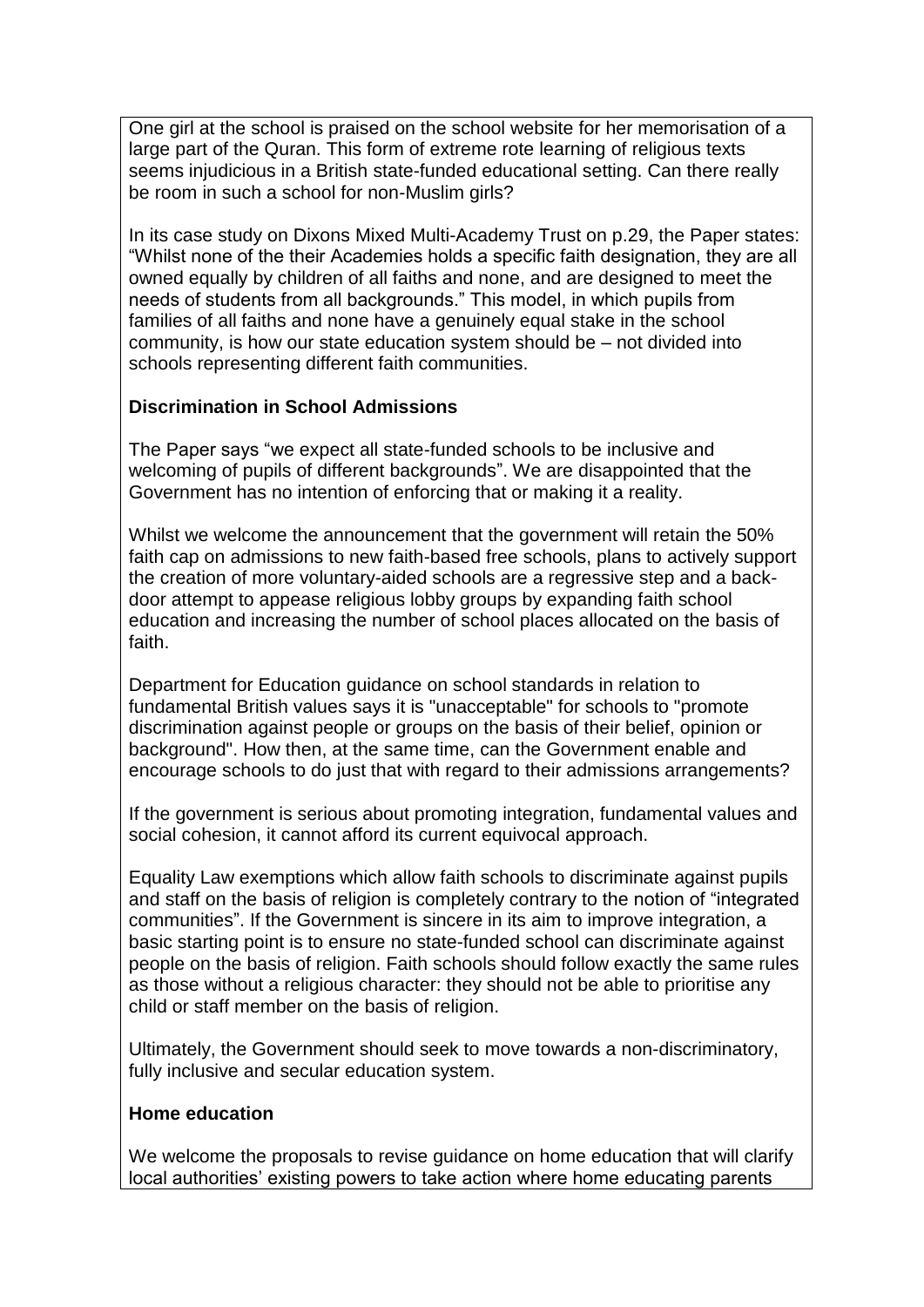One girl at the school is praised on the school website for her memorisation of a large part of the Quran. This form of extreme rote learning of religious texts seems injudicious in a British state-funded educational setting. Can there really be room in such a school for non-Muslim girls?

In its case study on Dixons Mixed Multi-Academy Trust on p.29, the Paper states: "Whilst none of the their Academies holds a specific faith designation, they are all owned equally by children of all faiths and none, and are designed to meet the needs of students from all backgrounds." This model, in which pupils from families of all faiths and none have a genuinely equal stake in the school community, is how our state education system should be – not divided into schools representing different faith communities.

**Discrimination in School Admissions**

The Paper says "we expect all state-funded schools to be inclusive and welcoming of pupils of different backgrounds". We are disappointed that the Government has no intention of enforcing that or making it a reality.

Whilst we welcome the announcement that the government will retain the 50% faith cap on admissions to new faith-based free schools, plans to actively support the creation of more voluntary-aided schools are a regressive step and a back-door attempt to appease religious lobby groups by expanding faith school education and increasing the number of school places allocated on the basis of faith.

Department for Education guidance on school standards in relation to fundamental British values says it is "unacceptable" for schools to "promote discrimination against people or groups on the basis of their belief, opinion or background". How then, at the same time, can the Government enable and encourage schools to do just that with regard to their admissions arrangements?

If the government is serious about promoting integration, fundamental values and social cohesion, it cannot afford its current equivocal approach.

Equality Law exemptions which allow faith schools to discriminate against pupils and staff on the basis of religion is completely contrary to the notion of "integrated communities". If the Government is sincere in its aim to improve integration, a basic starting point is to ensure no state-funded school can discriminate against people on the basis of religion. Faith schools should follow exactly the same rules as those without a religious character: they should not be able to prioritise any child or staff member on the basis of religion.

Ultimately, the Government should seek to move towards a non-discriminatory, fully inclusive and secular education system.

**Home education**

We welcome the proposals to revise guidance on home education that will clarify local authorities' existing powers to take action where home educating parents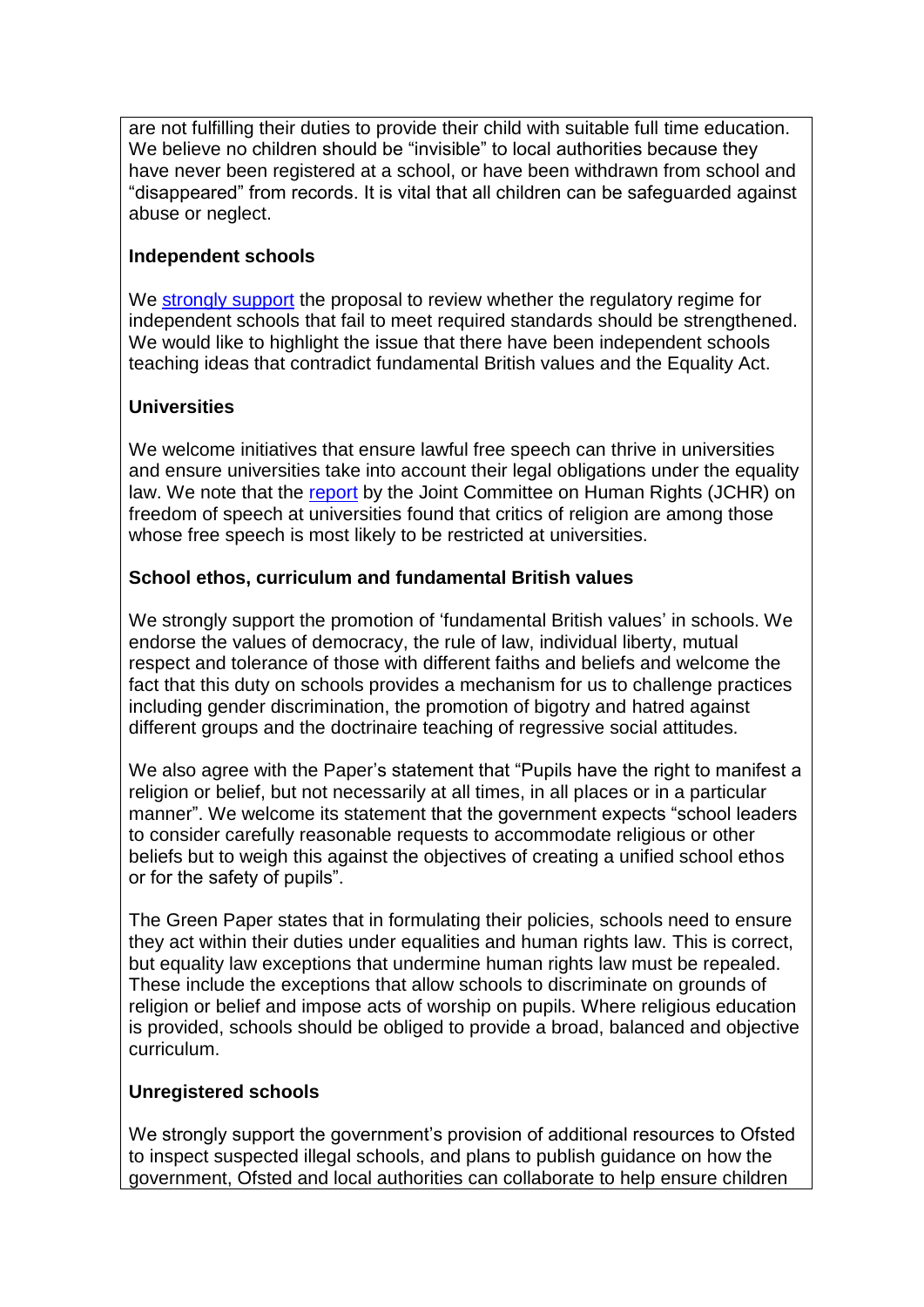are not fulfilling their duties to provide their child with suitable full time education. We believe no children should be "invisible" to local authorities because they have never been registered at a school, or have been withdrawn from school and "disappeared" from records. It is vital that all children can be safeguarded against abuse or neglect.

**Independent schools**

We strongly support the proposal to review whether the regulatory regime for independent schools that fail to meet required standards should be strengthened. We would like to highlight the issue that there have been independent schools teaching ideas that contradict fundamental British values and the Equality Act.

**Universities**

We welcome initiatives that ensure lawful free speech can thrive in universities and ensure universities take into account their legal obligations under the equality law. We note that the report by the Joint Committee on Human Rights (JCHR) on freedom of speech at universities found that critics of religion are among those whose free speech is most likely to be restricted at universities.

**School ethos, curriculum and fundamental British values**

We strongly support the promotion of 'fundamental British values' in schools. We endorse the values of democracy, the rule of law, individual liberty, mutual respect and tolerance of those with different faiths and beliefs and welcome the fact that this duty on schools provides a mechanism for us to challenge practices including gender discrimination, the promotion of bigotry and hatred against different groups and the doctrinaire teaching of regressive social attitudes.

We also agree with the Paper's statement that "Pupils have the right to manifest a religion or belief, but not necessarily at all times, in all places or in a particular manner". We welcome its statement that the government expects "school leaders to consider carefully reasonable requests to accommodate religious or other beliefs but to weigh this against the objectives of creating a unified school ethos or for the safety of pupils".

The Green Paper states that in formulating their policies, schools need to ensure they act within their duties under equalities and human rights law. This is correct, but equality law exceptions that undermine human rights law must be repealed. These include the exceptions that allow schools to discriminate on grounds of religion or belief and impose acts of worship on pupils. Where religious education is provided, schools should be obliged to provide a broad, balanced and objective curriculum.

**Unregistered schools**

We strongly support the government's provision of additional resources to Ofsted to inspect suspected illegal schools, and plans to publish guidance on how the government, Ofsted and local authorities can collaborate to help ensure children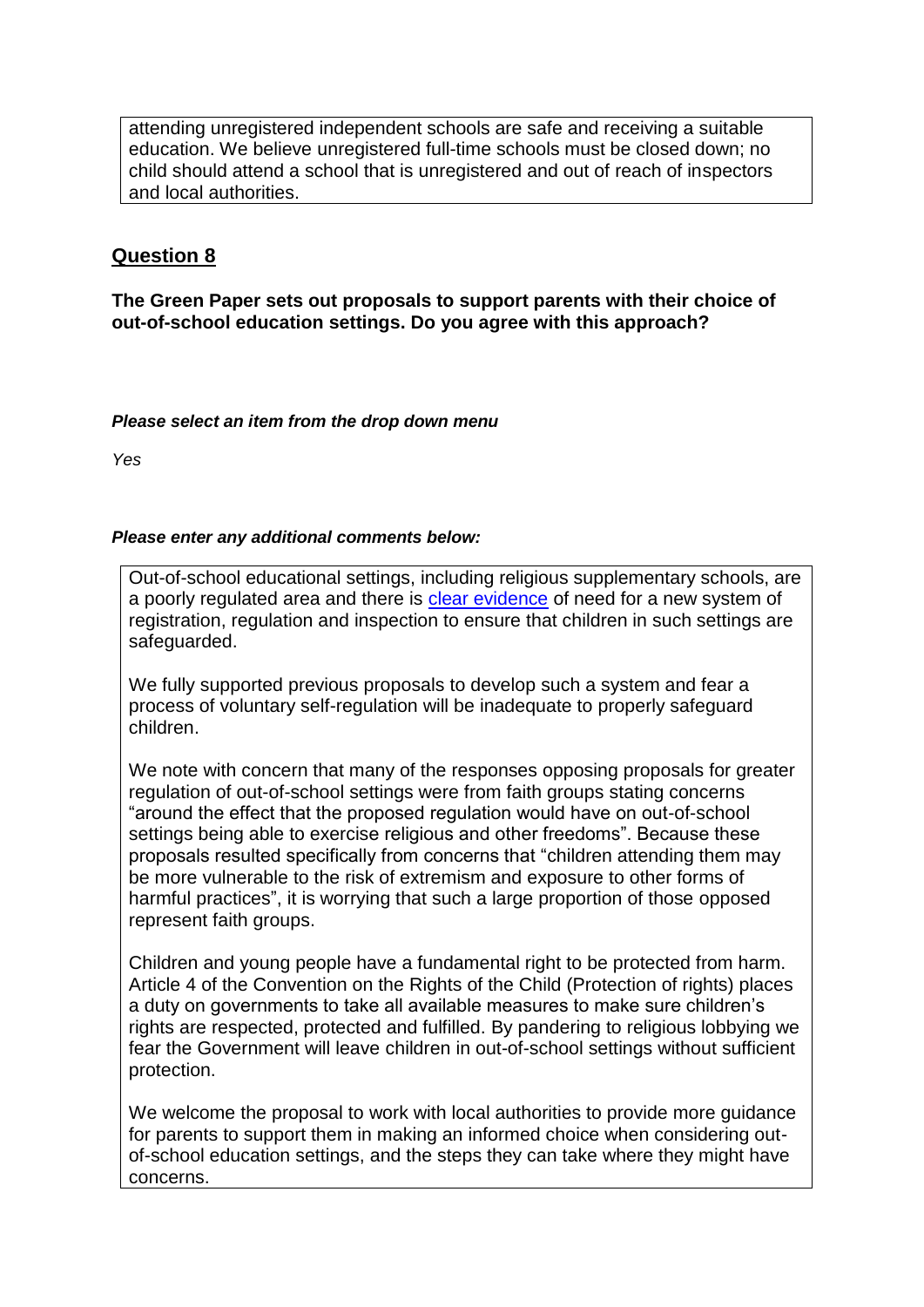attending unregistered independent schools are safe and receiving a suitable education. We believe unregistered full-time schools must be closed down; no child should attend a school that is unregistered and out of reach of inspectors and local authorities.

## Question 8

**The Green Paper sets out proposals to support parents with their choice of out-of-school education settings. Do you agree with this approach?**

***Please select an item from the drop down menu***

*Yes*

***Please enter any additional comments below:***

Out-of-school educational settings, including religious supplementary schools, are a poorly regulated area and there is clear evidence of need for a new system of registration, regulation and inspection to ensure that children in such settings are safeguarded.

We fully supported previous proposals to develop such a system and fear a process of voluntary self-regulation will be inadequate to properly safeguard children.

We note with concern that many of the responses opposing proposals for greater regulation of out-of-school settings were from faith groups stating concerns "around the effect that the proposed regulation would have on out-of-school settings being able to exercise religious and other freedoms". Because these proposals resulted specifically from concerns that "children attending them may be more vulnerable to the risk of extremism and exposure to other forms of harmful practices", it is worrying that such a large proportion of those opposed represent faith groups.

Children and young people have a fundamental right to be protected from harm. Article 4 of the Convention on the Rights of the Child (Protection of rights) places a duty on governments to take all available measures to make sure children's rights are respected, protected and fulfilled. By pandering to religious lobbying we fear the Government will leave children in out-of-school settings without sufficient protection.

We welcome the proposal to work with local authorities to provide more guidance for parents to support them in making an informed choice when considering out-of-school education settings, and the steps they can take where they might have concerns.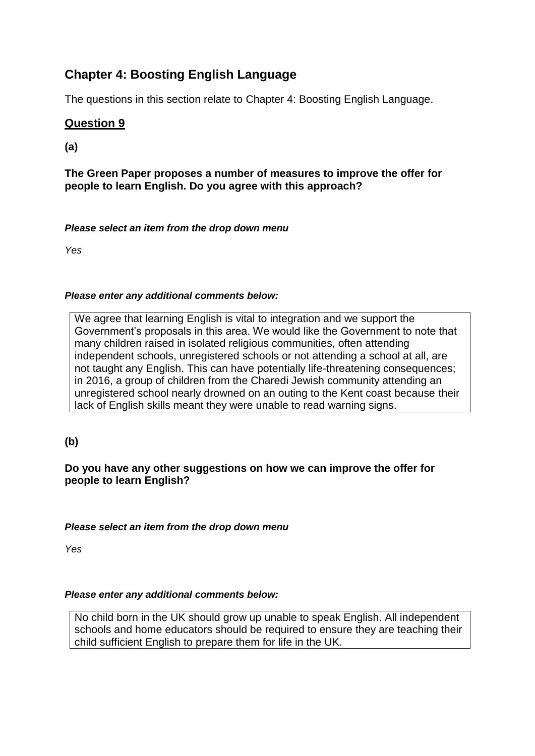## Chapter 4: Boosting English Language

The questions in this section relate to Chapter 4: Boosting English Language.

### Question 9

**(a)**

**The Green Paper proposes a number of measures to improve the offer for people to learn English. Do you agree with this approach?**

***Please select an item from the drop down menu***

*Yes*

***Please enter any additional comments below:***

We agree that learning English is vital to integration and we support the Government's proposals in this area. We would like the Government to note that many children raised in isolated religious communities, often attending independent schools, unregistered schools or not attending a school at all, are not taught any English. This can have potentially life-threatening consequences; in 2016, a group of children from the Charedi Jewish community attending an unregistered school nearly drowned on an outing to the Kent coast because their lack of English skills meant they were unable to read warning signs.

**(b)**

**Do you have any other suggestions on how we can improve the offer for people to learn English?**

***Please select an item from the drop down menu***

*Yes*

***Please enter any additional comments below:***

No child born in the UK should grow up unable to speak English. All independent schools and home educators should be required to ensure they are teaching their child sufficient English to prepare them for life in the UK.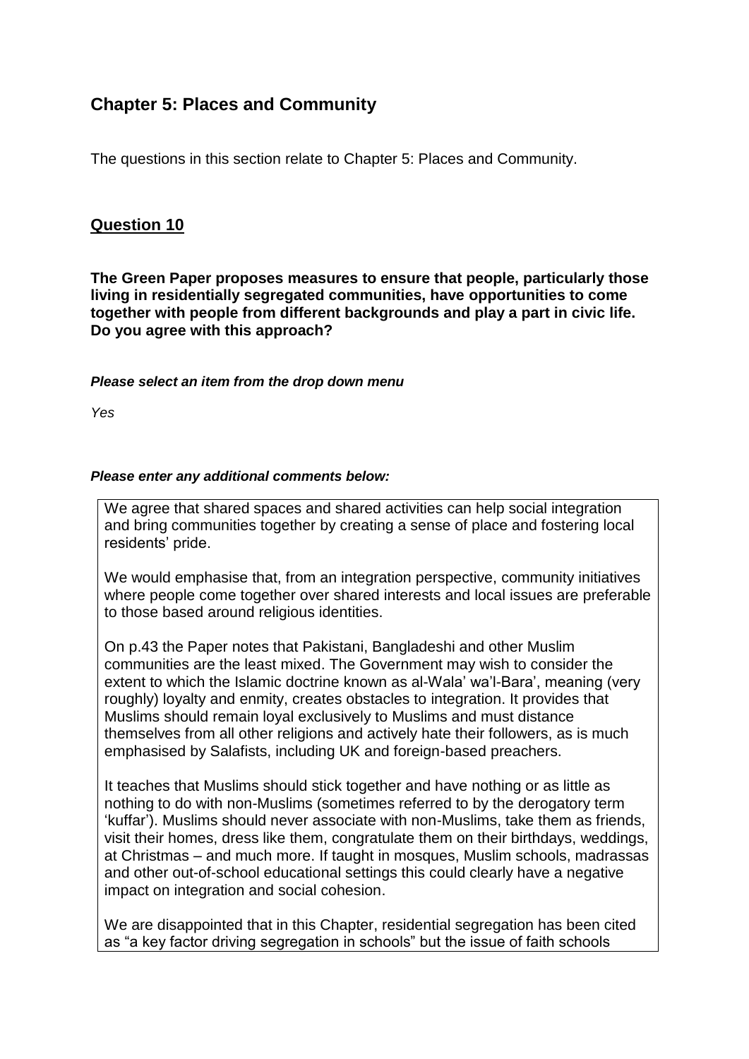## Chapter 5: Places and Community

The questions in this section relate to Chapter 5: Places and Community.

### Question 10

**The Green Paper proposes measures to ensure that people, particularly those living in residentially segregated communities, have opportunities to come together with people from different backgrounds and play a part in civic life. Do you agree with this approach?**

***Please select an item from the drop down menu***

*Yes*

***Please enter any additional comments below:***

We agree that shared spaces and shared activities can help social integration and bring communities together by creating a sense of place and fostering local residents' pride.

We would emphasise that, from an integration perspective, community initiatives where people come together over shared interests and local issues are preferable to those based around religious identities.

On p.43 the Paper notes that Pakistani, Bangladeshi and other Muslim communities are the least mixed. The Government may wish to consider the extent to which the Islamic doctrine known as al-Wala' wa'l-Bara', meaning (very roughly) loyalty and enmity, creates obstacles to integration. It provides that Muslims should remain loyal exclusively to Muslims and must distance themselves from all other religions and actively hate their followers, as is much emphasised by Salafists, including UK and foreign-based preachers.

It teaches that Muslims should stick together and have nothing or as little as nothing to do with non-Muslims (sometimes referred to by the derogatory term 'kuffar'). Muslims should never associate with non-Muslims, take them as friends, visit their homes, dress like them, congratulate them on their birthdays, weddings, at Christmas – and much more. If taught in mosques, Muslim schools, madrassas and other out-of-school educational settings this could clearly have a negative impact on integration and social cohesion.

We are disappointed that in this Chapter, residential segregation has been cited as "a key factor driving segregation in schools" but the issue of faith schools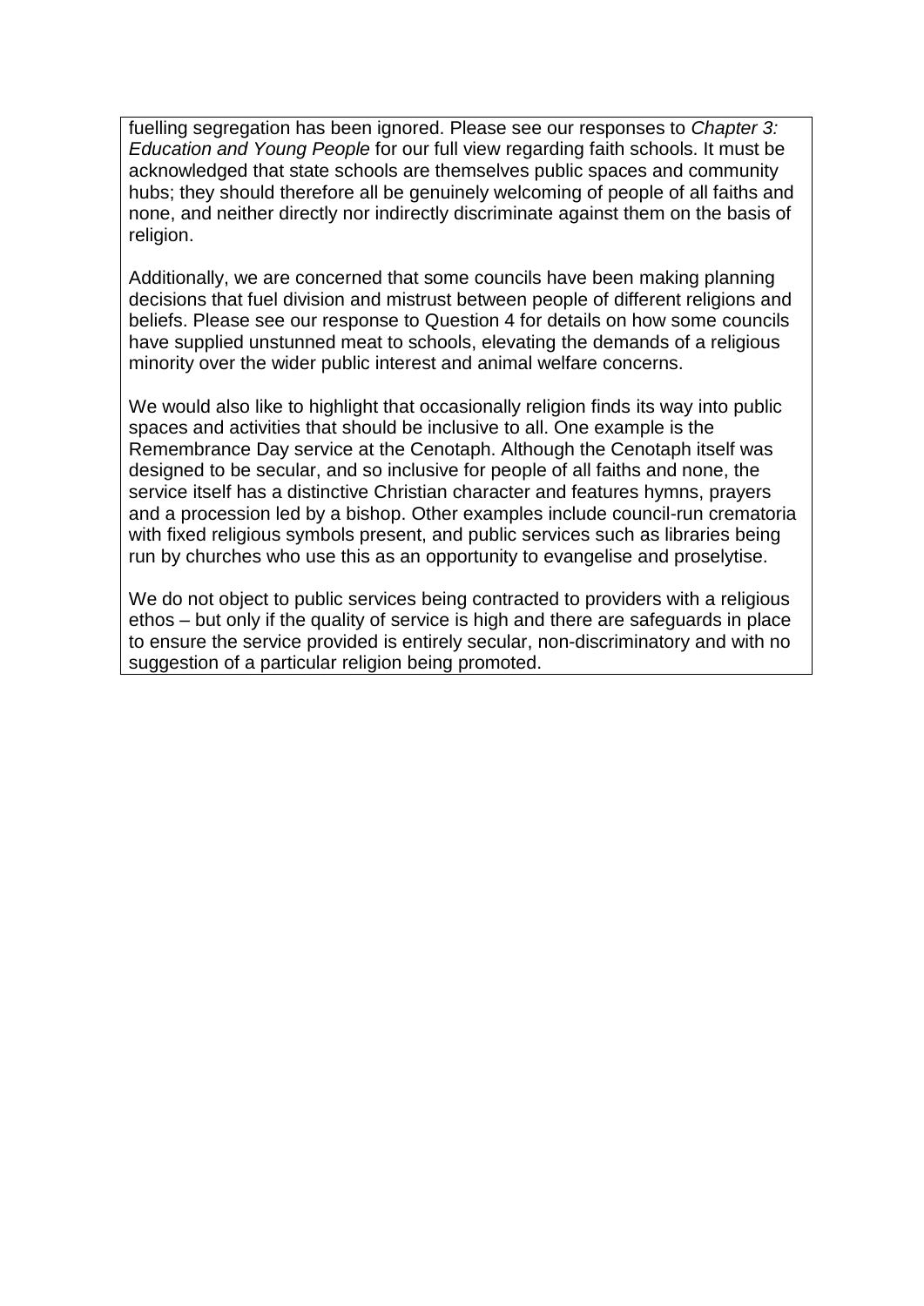fuelling segregation has been ignored. Please see our responses to *Chapter 3: Education and Young People* for our full view regarding faith schools. It must be acknowledged that state schools are themselves public spaces and community hubs; they should therefore all be genuinely welcoming of people of all faiths and none, and neither directly nor indirectly discriminate against them on the basis of religion.

Additionally, we are concerned that some councils have been making planning decisions that fuel division and mistrust between people of different religions and beliefs. Please see our response to Question 4 for details on how some councils have supplied unstunned meat to schools, elevating the demands of a religious minority over the wider public interest and animal welfare concerns.

We would also like to highlight that occasionally religion finds its way into public spaces and activities that should be inclusive to all. One example is the Remembrance Day service at the Cenotaph. Although the Cenotaph itself was designed to be secular, and so inclusive for people of all faiths and none, the service itself has a distinctive Christian character and features hymns, prayers and a procession led by a bishop. Other examples include council-run crematoria with fixed religious symbols present, and public services such as libraries being run by churches who use this as an opportunity to evangelise and proselytise.

We do not object to public services being contracted to providers with a religious ethos – but only if the quality of service is high and there are safeguards in place to ensure the service provided is entirely secular, non-discriminatory and with no suggestion of a particular religion being promoted.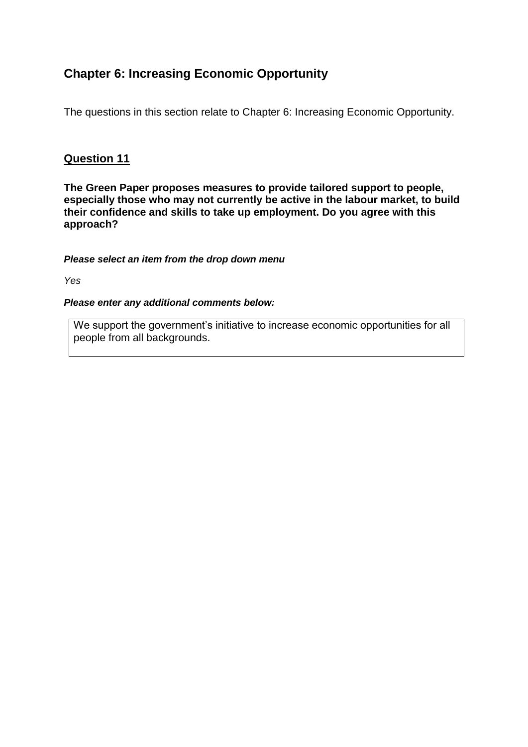## Chapter 6: Increasing Economic Opportunity

The questions in this section relate to Chapter 6: Increasing Economic Opportunity.

### Question 11

**The Green Paper proposes measures to provide tailored support to people, especially those who may not currently be active in the labour market, to build their confidence and skills to take up employment. Do you agree with this approach?**

***Please select an item from the drop down menu***

*Yes*

***Please enter any additional comments below:***

We support the government's initiative to increase economic opportunities for all people from all backgrounds.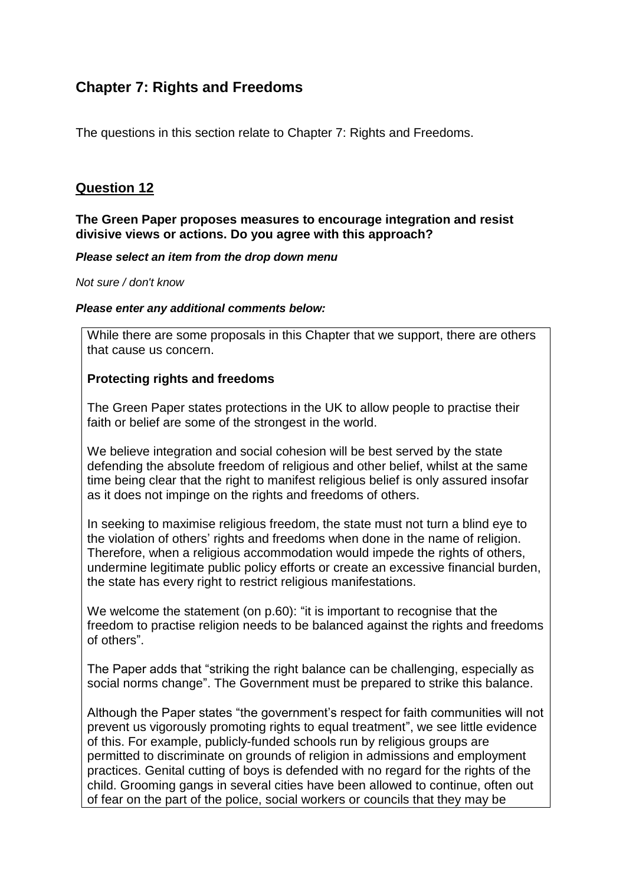## Chapter 7: Rights and Freedoms

The questions in this section relate to Chapter 7: Rights and Freedoms.

### Question 12

**The Green Paper proposes measures to encourage integration and resist divisive views or actions. Do you agree with this approach?**

***Please select an item from the drop down menu***

*Not sure / don't know*

***Please enter any additional comments below:***

While there are some proposals in this Chapter that we support, there are others that cause us concern.

**Protecting rights and freedoms**

The Green Paper states protections in the UK to allow people to practise their faith or belief are some of the strongest in the world.

We believe integration and social cohesion will be best served by the state defending the absolute freedom of religious and other belief, whilst at the same time being clear that the right to manifest religious belief is only assured insofar as it does not impinge on the rights and freedoms of others.

In seeking to maximise religious freedom, the state must not turn a blind eye to the violation of others' rights and freedoms when done in the name of religion. Therefore, when a religious accommodation would impede the rights of others, undermine legitimate public policy efforts or create an excessive financial burden, the state has every right to restrict religious manifestations.

We welcome the statement (on p.60): "it is important to recognise that the freedom to practise religion needs to be balanced against the rights and freedoms of others".

The Paper adds that "striking the right balance can be challenging, especially as social norms change". The Government must be prepared to strike this balance.

Although the Paper states "the government's respect for faith communities will not prevent us vigorously promoting rights to equal treatment", we see little evidence of this. For example, publicly-funded schools run by religious groups are permitted to discriminate on grounds of religion in admissions and employment practices. Genital cutting of boys is defended with no regard for the rights of the child. Grooming gangs in several cities have been allowed to continue, often out of fear on the part of the police, social workers or councils that they may be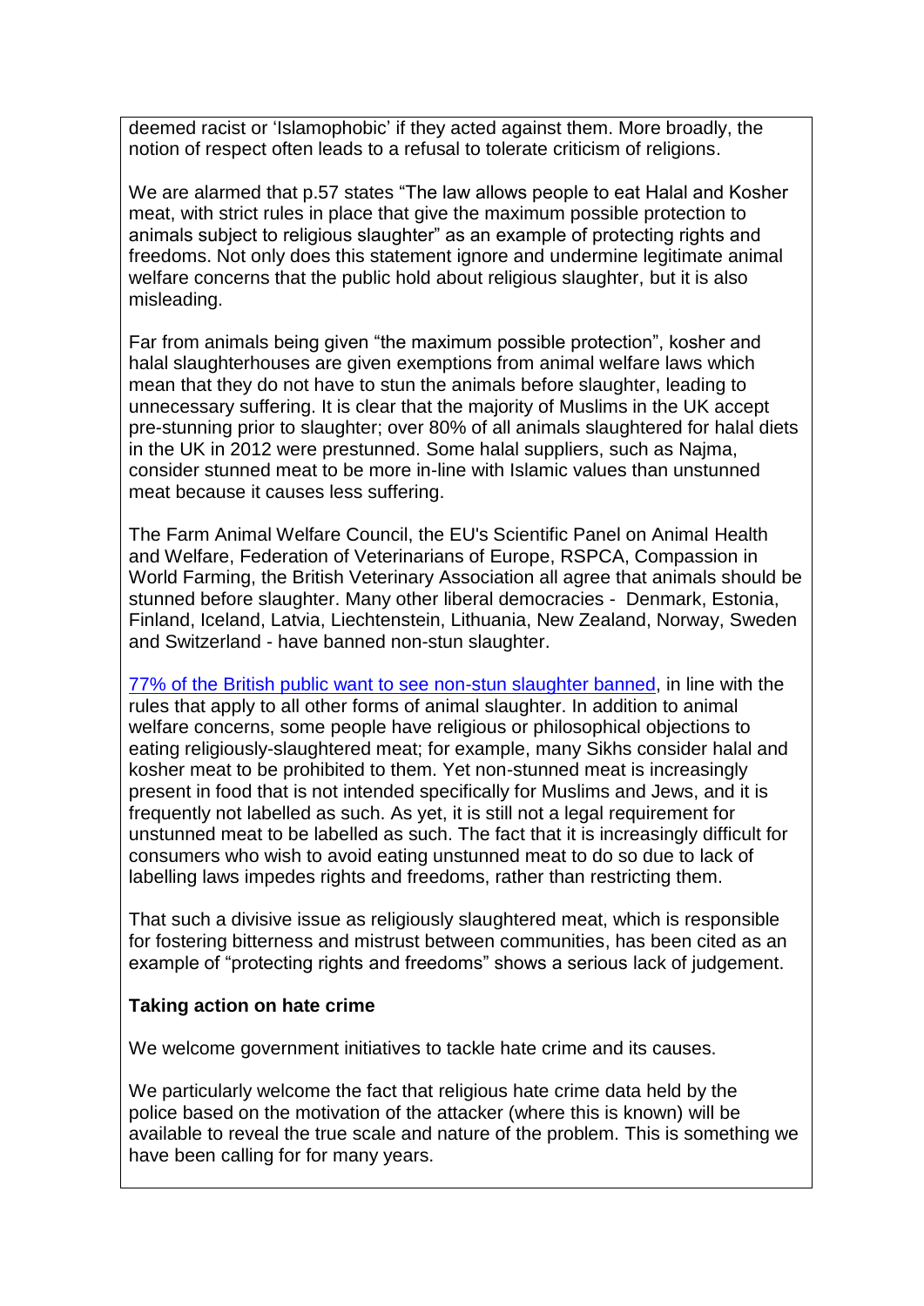deemed racist or 'Islamophobic' if they acted against them. More broadly, the notion of respect often leads to a refusal to tolerate criticism of religions.

We are alarmed that p.57 states "The law allows people to eat Halal and Kosher meat, with strict rules in place that give the maximum possible protection to animals subject to religious slaughter" as an example of protecting rights and freedoms. Not only does this statement ignore and undermine legitimate animal welfare concerns that the public hold about religious slaughter, but it is also misleading.

Far from animals being given "the maximum possible protection", kosher and halal slaughterhouses are given exemptions from animal welfare laws which mean that they do not have to stun the animals before slaughter, leading to unnecessary suffering. It is clear that the majority of Muslims in the UK accept pre-stunning prior to slaughter; over 80% of all animals slaughtered for halal diets in the UK in 2012 were prestunned. Some halal suppliers, such as Najma, consider stunned meat to be more in-line with Islamic values than unstunned meat because it causes less suffering.

The Farm Animal Welfare Council, the EU's Scientific Panel on Animal Health and Welfare, Federation of Veterinarians of Europe, RSPCA, Compassion in World Farming, the British Veterinary Association all agree that animals should be stunned before slaughter. Many other liberal democracies - Denmark, Estonia, Finland, Iceland, Latvia, Liechtenstein, Lithuania, New Zealand, Norway, Sweden and Switzerland - have banned non-stun slaughter.

77% of the British public want to see non-stun slaughter banned, in line with the rules that apply to all other forms of animal slaughter. In addition to animal welfare concerns, some people have religious or philosophical objections to eating religiously-slaughtered meat; for example, many Sikhs consider halal and kosher meat to be prohibited to them. Yet non-stunned meat is increasingly present in food that is not intended specifically for Muslims and Jews, and it is frequently not labelled as such. As yet, it is still not a legal requirement for unstunned meat to be labelled as such. The fact that it is increasingly difficult for consumers who wish to avoid eating unstunned meat to do so due to lack of labelling laws impedes rights and freedoms, rather than restricting them.

That such a divisive issue as religiously slaughtered meat, which is responsible for fostering bitterness and mistrust between communities, has been cited as an example of "protecting rights and freedoms" shows a serious lack of judgement.

**Taking action on hate crime**

We welcome government initiatives to tackle hate crime and its causes.

We particularly welcome the fact that religious hate crime data held by the police based on the motivation of the attacker (where this is known) will be available to reveal the true scale and nature of the problem. This is something we have been calling for for many years.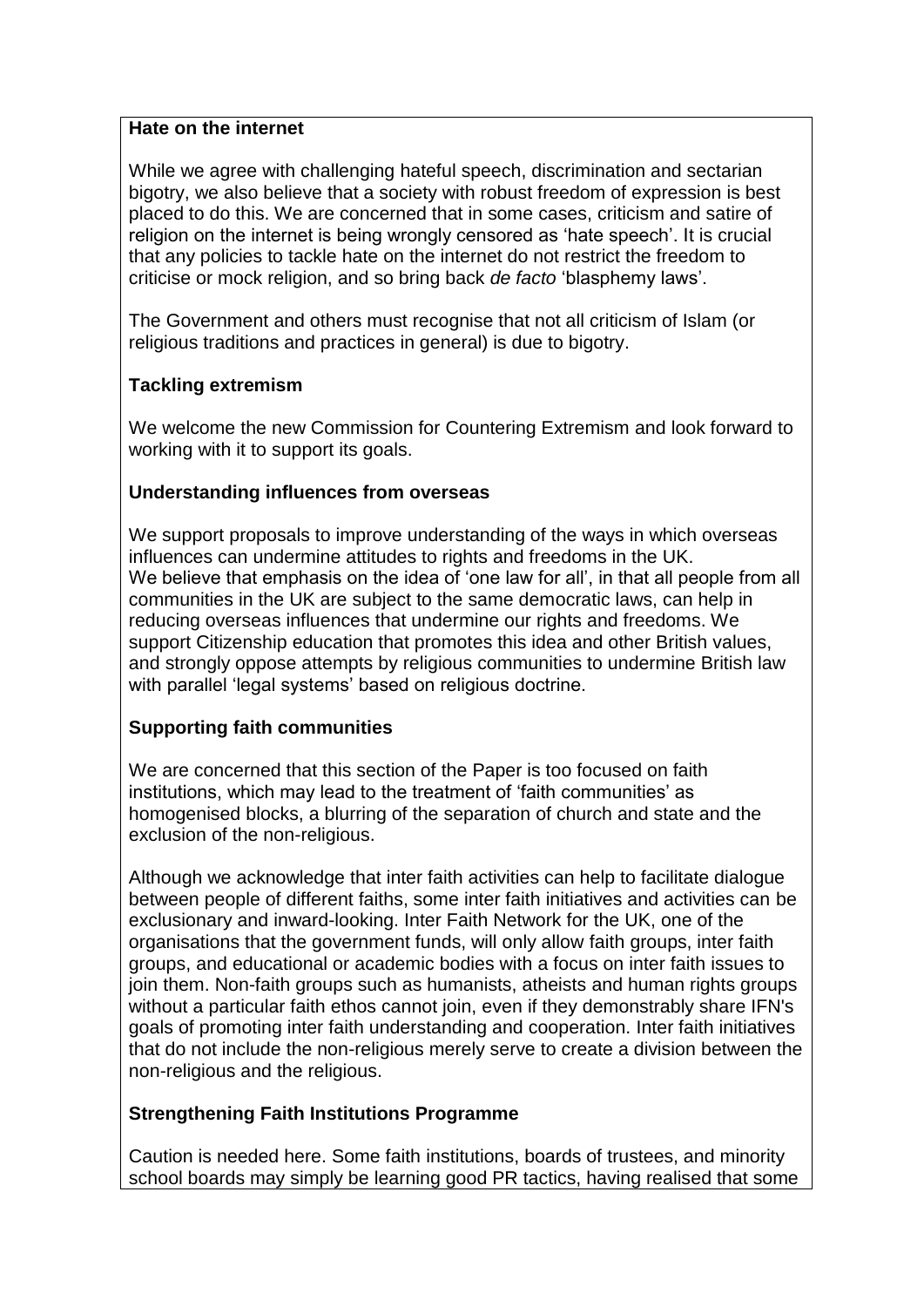**Hate on the internet**

While we agree with challenging hateful speech, discrimination and sectarian bigotry, we also believe that a society with robust freedom of expression is best placed to do this. We are concerned that in some cases, criticism and satire of religion on the internet is being wrongly censored as 'hate speech'. It is crucial that any policies to tackle hate on the internet do not restrict the freedom to criticise or mock religion, and so bring back *de facto* 'blasphemy laws'.

The Government and others must recognise that not all criticism of Islam (or religious traditions and practices in general) is due to bigotry.

**Tackling extremism**

We welcome the new Commission for Countering Extremism and look forward to working with it to support its goals.

**Understanding influences from overseas**

We support proposals to improve understanding of the ways in which overseas influences can undermine attitudes to rights and freedoms in the UK.
We believe that emphasis on the idea of 'one law for all', in that all people from all communities in the UK are subject to the same democratic laws, can help in reducing overseas influences that undermine our rights and freedoms. We support Citizenship education that promotes this idea and other British values, and strongly oppose attempts by religious communities to undermine British law with parallel 'legal systems' based on religious doctrine.

**Supporting faith communities**

We are concerned that this section of the Paper is too focused on faith institutions, which may lead to the treatment of 'faith communities' as homogenised blocks, a blurring of the separation of church and state and the exclusion of the non-religious.

Although we acknowledge that inter faith activities can help to facilitate dialogue between people of different faiths, some inter faith initiatives and activities can be exclusionary and inward-looking. Inter Faith Network for the UK, one of the organisations that the government funds, will only allow faith groups, inter faith groups, and educational or academic bodies with a focus on inter faith issues to join them. Non-faith groups such as humanists, atheists and human rights groups without a particular faith ethos cannot join, even if they demonstrably share IFN's goals of promoting inter faith understanding and cooperation. Inter faith initiatives that do not include the non-religious merely serve to create a division between the non-religious and the religious.

**Strengthening Faith Institutions Programme**

Caution is needed here. Some faith institutions, boards of trustees, and minority school boards may simply be learning good PR tactics, having realised that some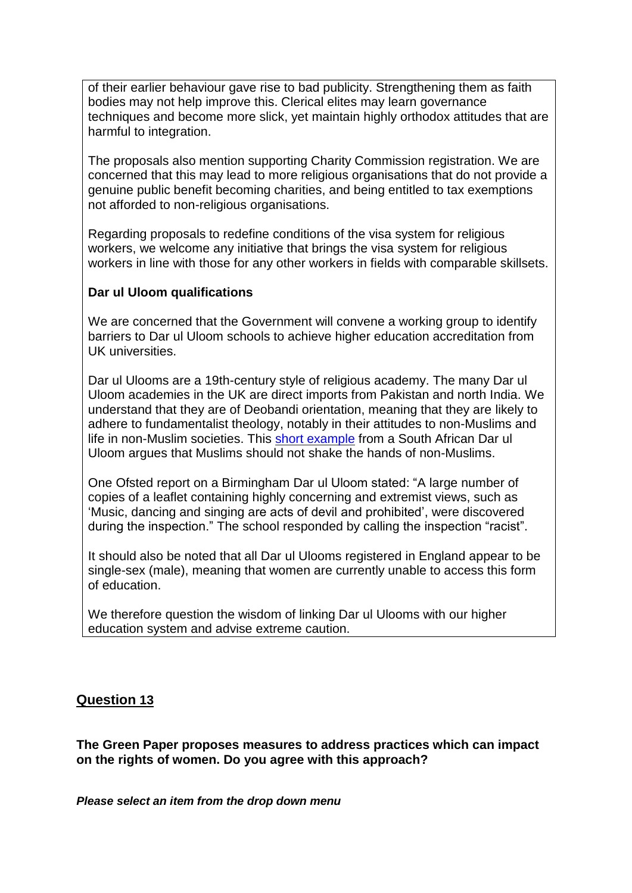of their earlier behaviour gave rise to bad publicity. Strengthening them as faith bodies may not help improve this. Clerical elites may learn governance techniques and become more slick, yet maintain highly orthodox attitudes that are harmful to integration.

The proposals also mention supporting Charity Commission registration. We are concerned that this may lead to more religious organisations that do not provide a genuine public benefit becoming charities, and being entitled to tax exemptions not afforded to non-religious organisations.

Regarding proposals to redefine conditions of the visa system for religious workers, we welcome any initiative that brings the visa system for religious workers in line with those for any other workers in fields with comparable skillsets.

**Dar ul Uloom qualifications**

We are concerned that the Government will convene a working group to identify barriers to Dar ul Uloom schools to achieve higher education accreditation from UK universities.

Dar ul Ulooms are a 19th-century style of religious academy. The many Dar ul Uloom academies in the UK are direct imports from Pakistan and north India. We understand that they are of Deobandi orientation, meaning that they are likely to adhere to fundamentalist theology, notably in their attitudes to non-Muslims and life in non-Muslim societies. This short example from a South African Dar ul Uloom argues that Muslims should not shake the hands of non-Muslims.

One Ofsted report on a Birmingham Dar ul Uloom stated: "A large number of copies of a leaflet containing highly concerning and extremist views, such as 'Music, dancing and singing are acts of devil and prohibited', were discovered during the inspection." The school responded by calling the inspection "racist".

It should also be noted that all Dar ul Ulooms registered in England appear to be single-sex (male), meaning that women are currently unable to access this form of education.

We therefore question the wisdom of linking Dar ul Ulooms with our higher education system and advise extreme caution.

## Question 13

**The Green Paper proposes measures to address practices which can impact on the rights of women. Do you agree with this approach?**

***Please select an item from the drop down menu***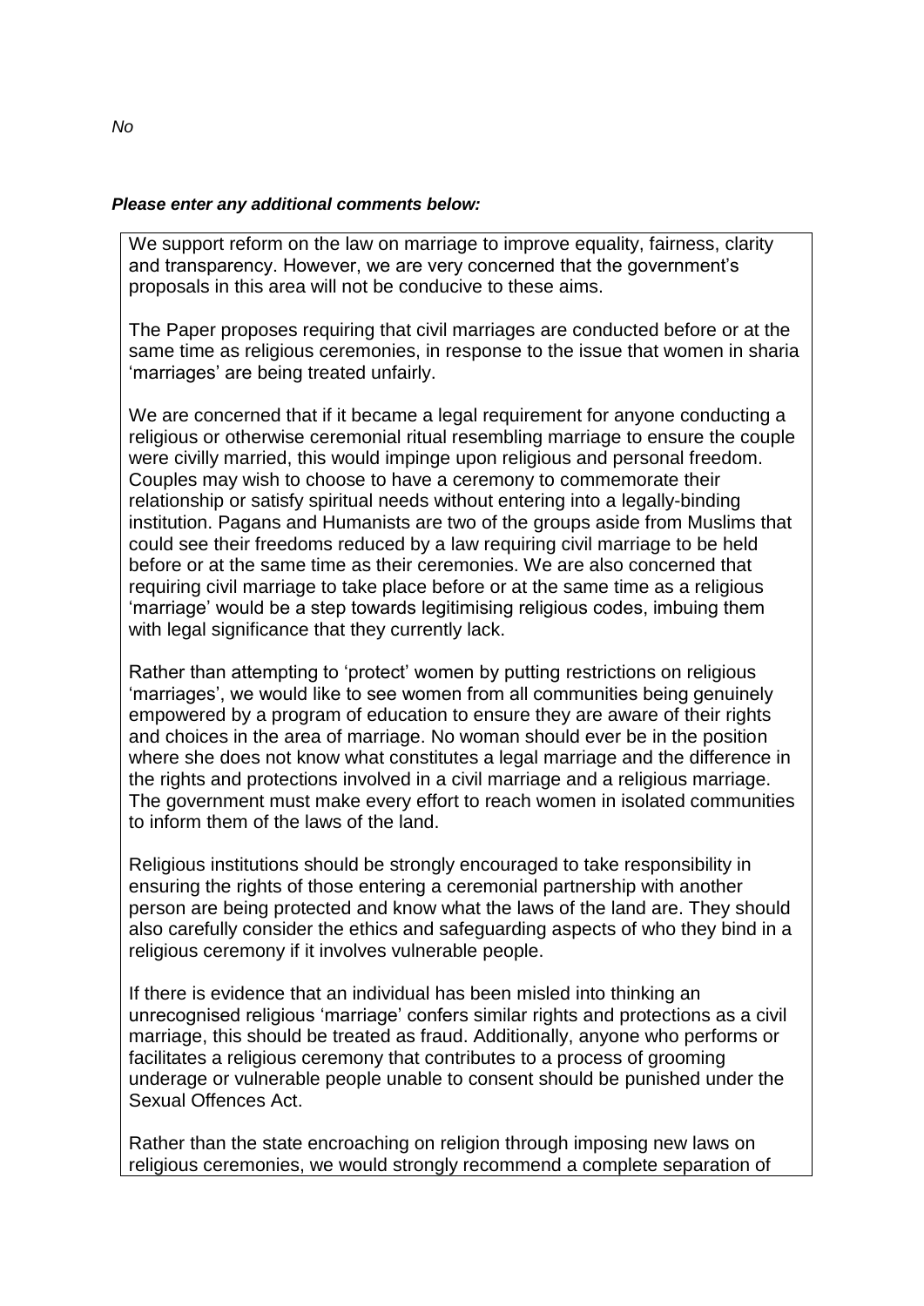*No*

***Please enter any additional comments below:***

We support reform on the law on marriage to improve equality, fairness, clarity and transparency. However, we are very concerned that the government's proposals in this area will not be conducive to these aims.

The Paper proposes requiring that civil marriages are conducted before or at the same time as religious ceremonies, in response to the issue that women in sharia 'marriages' are being treated unfairly.

We are concerned that if it became a legal requirement for anyone conducting a religious or otherwise ceremonial ritual resembling marriage to ensure the couple were civilly married, this would impinge upon religious and personal freedom. Couples may wish to choose to have a ceremony to commemorate their relationship or satisfy spiritual needs without entering into a legally-binding institution. Pagans and Humanists are two of the groups aside from Muslims that could see their freedoms reduced by a law requiring civil marriage to be held before or at the same time as their ceremonies. We are also concerned that requiring civil marriage to take place before or at the same time as a religious 'marriage' would be a step towards legitimising religious codes, imbuing them with legal significance that they currently lack.

Rather than attempting to 'protect' women by putting restrictions on religious 'marriages', we would like to see women from all communities being genuinely empowered by a program of education to ensure they are aware of their rights and choices in the area of marriage. No woman should ever be in the position where she does not know what constitutes a legal marriage and the difference in the rights and protections involved in a civil marriage and a religious marriage. The government must make every effort to reach women in isolated communities to inform them of the laws of the land.

Religious institutions should be strongly encouraged to take responsibility in ensuring the rights of those entering a ceremonial partnership with another person are being protected and know what the laws of the land are. They should also carefully consider the ethics and safeguarding aspects of who they bind in a religious ceremony if it involves vulnerable people.

If there is evidence that an individual has been misled into thinking an unrecognised religious 'marriage' confers similar rights and protections as a civil marriage, this should be treated as fraud. Additionally, anyone who performs or facilitates a religious ceremony that contributes to a process of grooming underage or vulnerable people unable to consent should be punished under the Sexual Offences Act.

Rather than the state encroaching on religion through imposing new laws on religious ceremonies, we would strongly recommend a complete separation of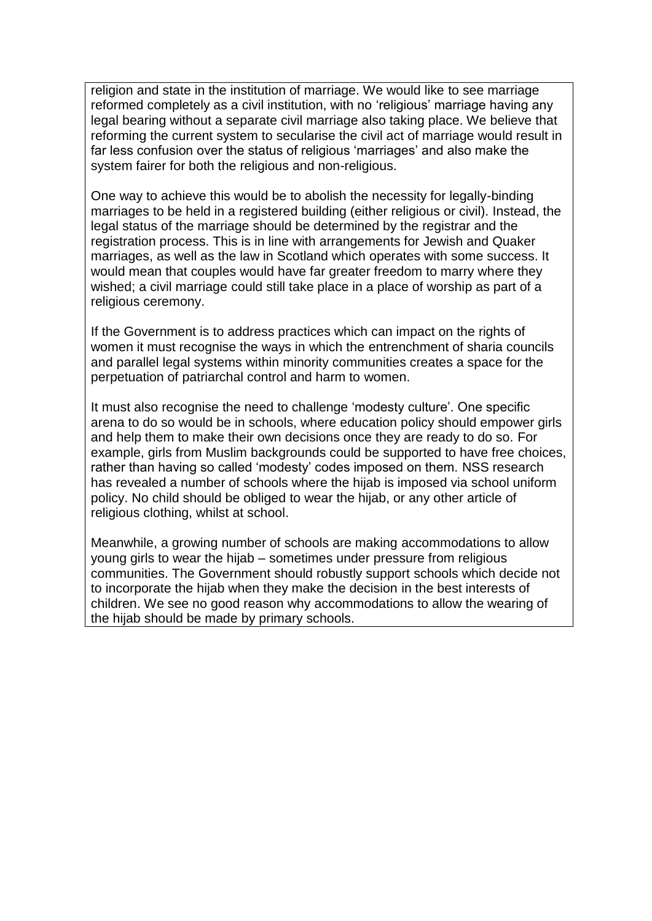religion and state in the institution of marriage. We would like to see marriage reformed completely as a civil institution, with no 'religious' marriage having any legal bearing without a separate civil marriage also taking place. We believe that reforming the current system to secularise the civil act of marriage would result in far less confusion over the status of religious 'marriages' and also make the system fairer for both the religious and non-religious.

One way to achieve this would be to abolish the necessity for legally-binding marriages to be held in a registered building (either religious or civil). Instead, the legal status of the marriage should be determined by the registrar and the registration process. This is in line with arrangements for Jewish and Quaker marriages, as well as the law in Scotland which operates with some success. It would mean that couples would have far greater freedom to marry where they wished; a civil marriage could still take place in a place of worship as part of a religious ceremony.

If the Government is to address practices which can impact on the rights of women it must recognise the ways in which the entrenchment of sharia councils and parallel legal systems within minority communities creates a space for the perpetuation of patriarchal control and harm to women.

It must also recognise the need to challenge 'modesty culture'. One specific arena to do so would be in schools, where education policy should empower girls and help them to make their own decisions once they are ready to do so. For example, girls from Muslim backgrounds could be supported to have free choices, rather than having so called 'modesty' codes imposed on them. NSS research has revealed a number of schools where the hijab is imposed via school uniform policy. No child should be obliged to wear the hijab, or any other article of religious clothing, whilst at school.

Meanwhile, a growing number of schools are making accommodations to allow young girls to wear the hijab – sometimes under pressure from religious communities. The Government should robustly support schools which decide not to incorporate the hijab when they make the decision in the best interests of children. We see no good reason why accommodations to allow the wearing of the hijab should be made by primary schools.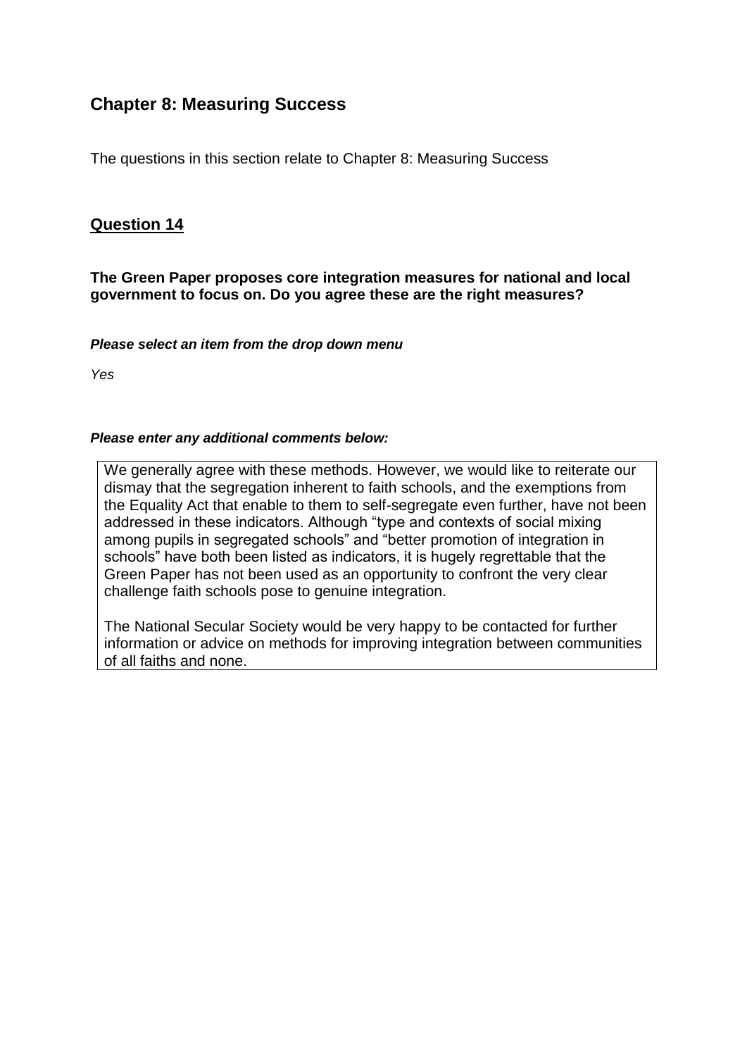## Chapter 8: Measuring Success

The questions in this section relate to Chapter 8: Measuring Success

### Question 14

**The Green Paper proposes core integration measures for national and local government to focus on. Do you agree these are the right measures?**

***Please select an item from the drop down menu***

*Yes*

***Please enter any additional comments below:***

We generally agree with these methods. However, we would like to reiterate our dismay that the segregation inherent to faith schools, and the exemptions from the Equality Act that enable to them to self-segregate even further, have not been addressed in these indicators. Although "type and contexts of social mixing among pupils in segregated schools" and "better promotion of integration in schools" have both been listed as indicators, it is hugely regrettable that the Green Paper has not been used as an opportunity to confront the very clear challenge faith schools pose to genuine integration.

The National Secular Society would be very happy to be contacted for further information or advice on methods for improving integration between communities of all faiths and none.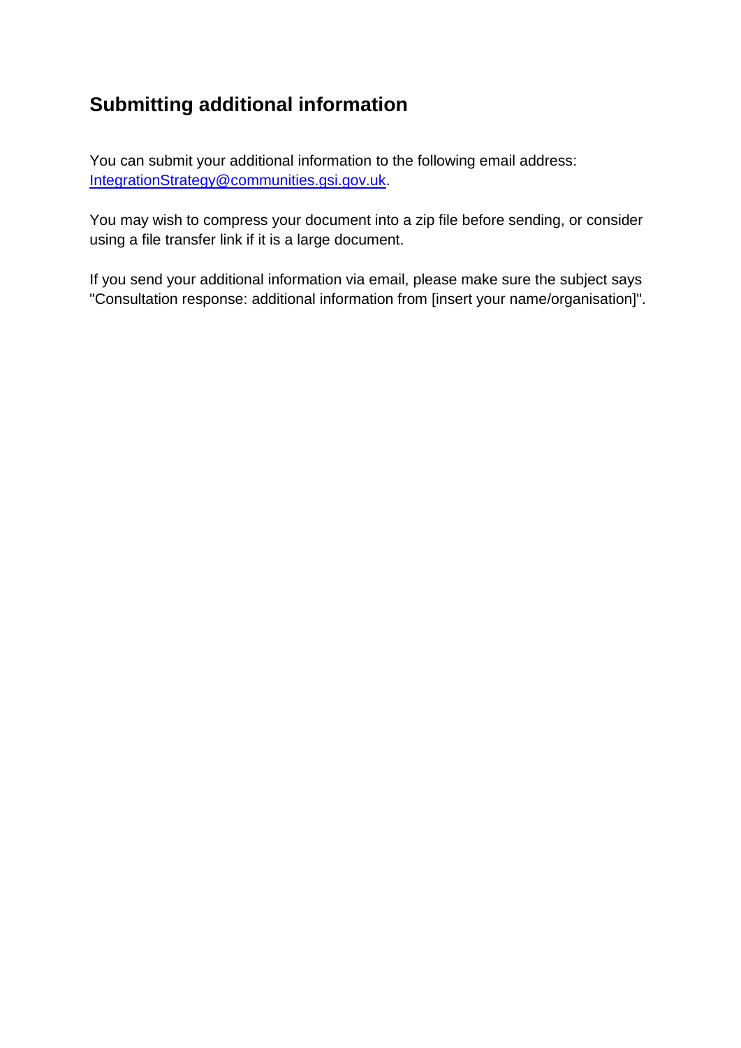## Submitting additional information

You can submit your additional information to the following email address: [IntegrationStrategy@communities.gsi.gov.uk](mailto:IntegrationStrategy@communities.gsi.gov.uk).

You may wish to compress your document into a zip file before sending, or consider using a file transfer link if it is a large document.

If you send your additional information via email, please make sure the subject says "Consultation response: additional information from [insert your name/organisation]".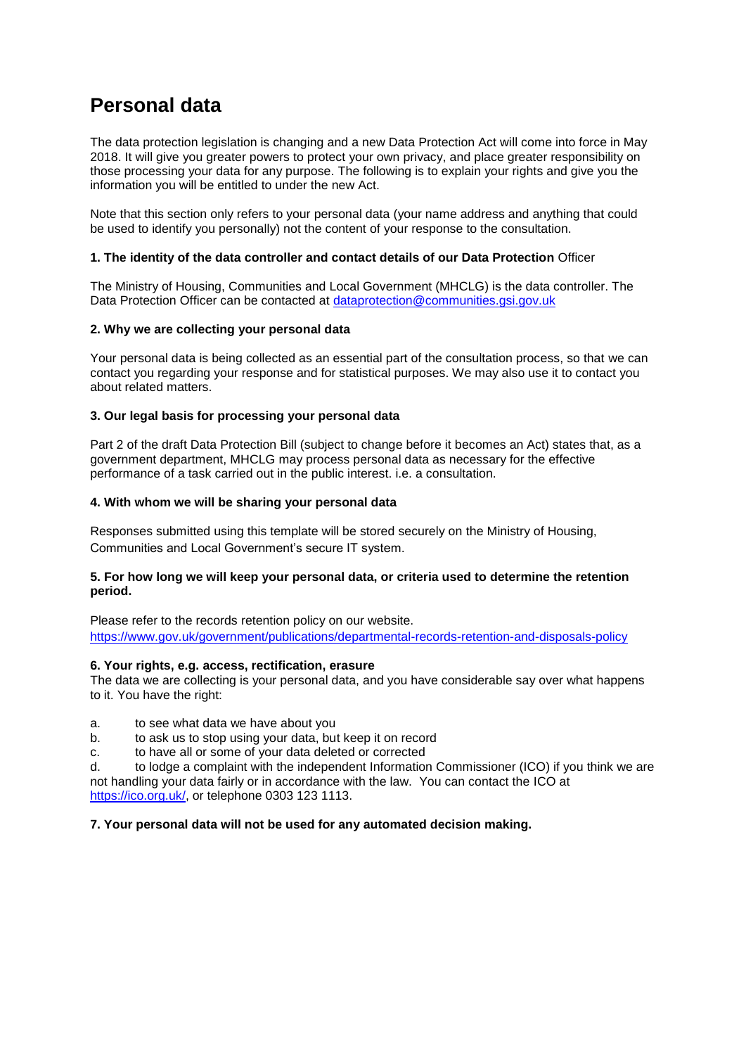# Personal data

The data protection legislation is changing and a new Data Protection Act will come into force in May 2018. It will give you greater powers to protect your own privacy, and place greater responsibility on those processing your data for any purpose. The following is to explain your rights and give you the information you will be entitled to under the new Act.

Note that this section only refers to your personal data (your name address and anything that could be used to identify you personally) not the content of your response to the consultation.

**1. The identity of the data controller and contact details of our Data Protection** Officer

The Ministry of Housing, Communities and Local Government (MHCLG) is the data controller. The Data Protection Officer can be contacted at dataprotection@communities.gsi.gov.uk

**2. Why we are collecting your personal data**

Your personal data is being collected as an essential part of the consultation process, so that we can contact you regarding your response and for statistical purposes. We may also use it to contact you about related matters.

**3. Our legal basis for processing your personal data**

Part 2 of the draft Data Protection Bill (subject to change before it becomes an Act) states that, as a government department, MHCLG may process personal data as necessary for the effective performance of a task carried out in the public interest. i.e. a consultation.

**4. With whom we will be sharing your personal data**

Responses submitted using this template will be stored securely on the Ministry of Housing, Communities and Local Government's secure IT system.

**5. For how long we will keep your personal data, or criteria used to determine the retention period.**

Please refer to the records retention policy on our website.
https://www.gov.uk/government/publications/departmental-records-retention-and-disposals-policy

**6. Your rights, e.g. access, rectification, erasure**

The data we are collecting is your personal data, and you have considerable say over what happens to it. You have the right:

a. to see what data we have about you
b. to ask us to stop using your data, but keep it on record
c. to have all or some of your data deleted or corrected
d. to lodge a complaint with the independent Information Commissioner (ICO) if you think we are not handling your data fairly or in accordance with the law. You can contact the ICO at https://ico.org.uk/, or telephone 0303 123 1113.

**7. Your personal data will not be used for any automated decision making.**